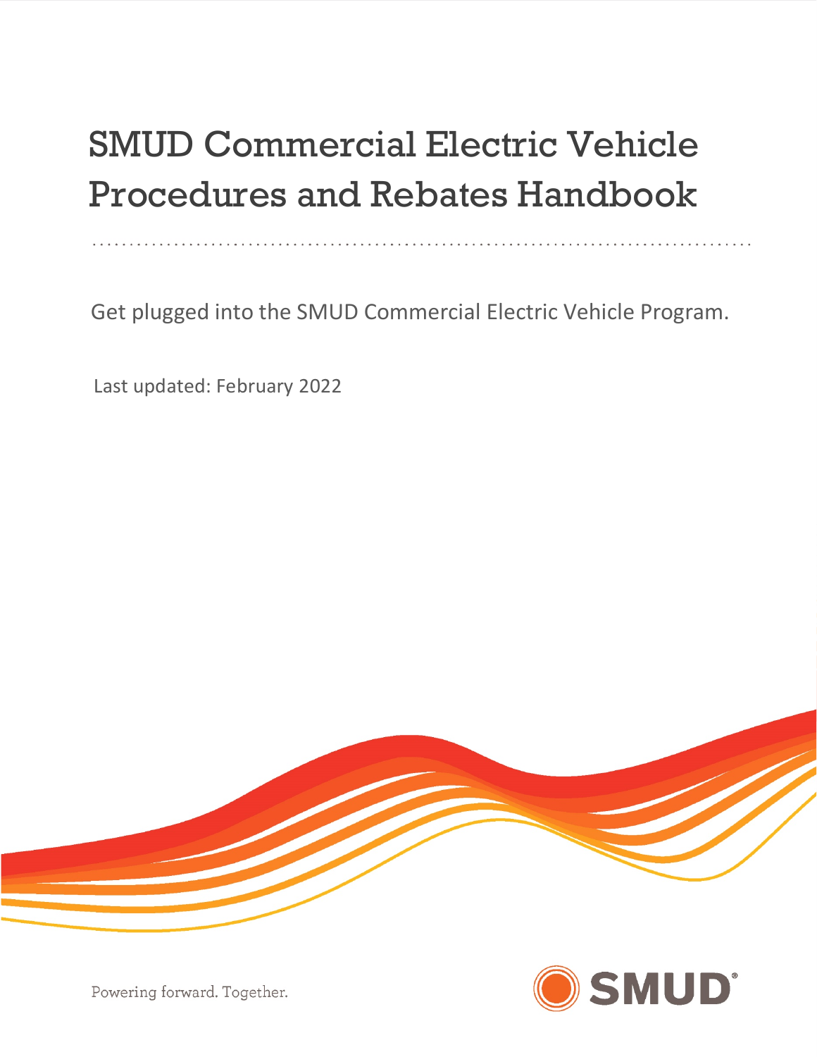# SMUD Commercial Electric Vehicle Procedures and Rebates Handbook

Get plugged into the SMUD Commercial Electric Vehicle Program.

Last updated: February 2022

Powering forward. Together.

SMUD®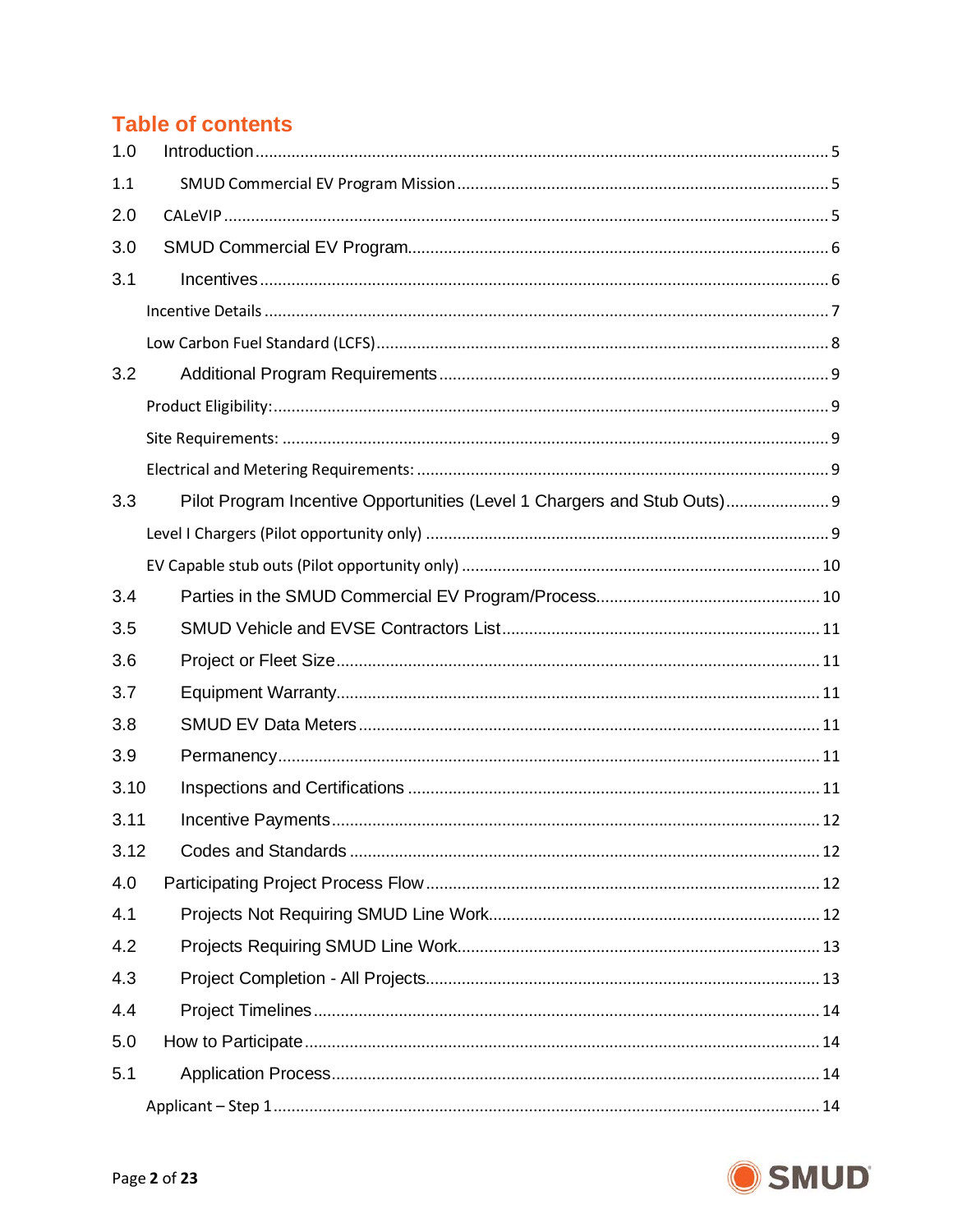## Table of contents

1.0 Introduction ........ 5

1.1 SMUD Commercial EV Program Mission ........ 5

2.0 CALeVIP ........ 5

3.0 SMUD Commercial EV Program ........ 6

3.1 Incentives ........ 6

Incentive Details ........ 7

Low Carbon Fuel Standard (LCFS) ........ 8

3.2 Additional Program Requirements ........ 9

Product Eligibility: ........ 9

Site Requirements: ........ 9

Electrical and Metering Requirements: ........ 9

3.3 Pilot Program Incentive Opportunities (Level 1 Chargers and Stub Outs) ........ 9

Level I Chargers (Pilot opportunity only) ........ 9

EV Capable stub outs (Pilot opportunity only) ........ 10

3.4 Parties in the SMUD Commercial EV Program/Process ........ 10

3.5 SMUD Vehicle and EVSE Contractors List ........ 11

3.6 Project or Fleet Size ........ 11

3.7 Equipment Warranty ........ 11

3.8 SMUD EV Data Meters ........ 11

3.9 Permanency ........ 11

3.10 Inspections and Certifications ........ 11

3.11 Incentive Payments ........ 12

3.12 Codes and Standards ........ 12

4.0 Participating Project Process Flow ........ 12

4.1 Projects Not Requiring SMUD Line Work ........ 12

4.2 Projects Requiring SMUD Line Work ........ 13

4.3 Project Completion - All Projects ........ 13

4.4 Project Timelines ........ 14

5.0 How to Participate ........ 14

5.1 Application Process ........ 14

Applicant – Step 1 ........ 14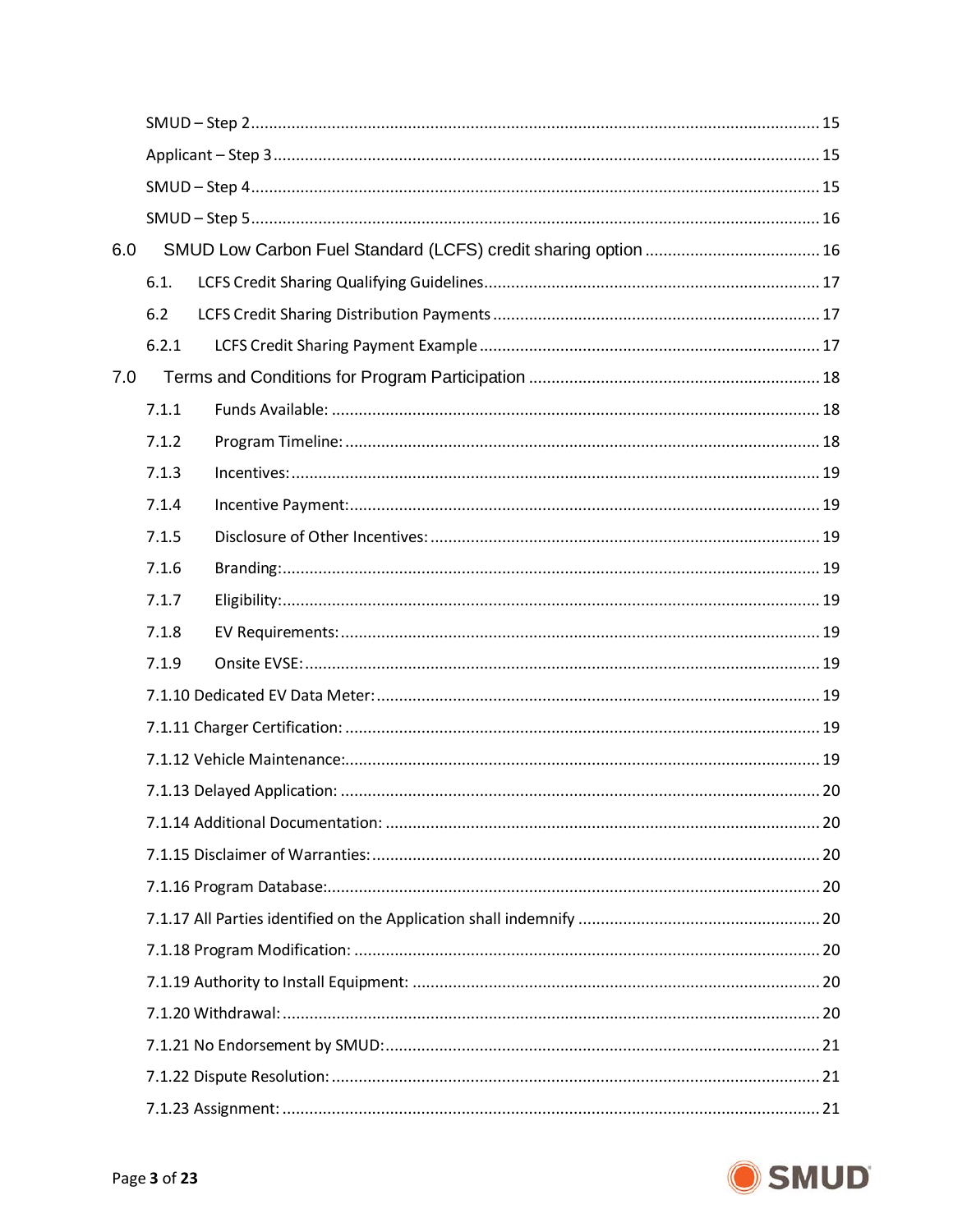SMUD – Step 2 .......... 15

Applicant – Step 3 .......... 15

SMUD – Step 4 .......... 15

SMUD – Step 5 .......... 16

6.0 SMUD Low Carbon Fuel Standard (LCFS) credit sharing option .......... 16

6.1. LCFS Credit Sharing Qualifying Guidelines .......... 17

6.2 LCFS Credit Sharing Distribution Payments .......... 17

6.2.1 LCFS Credit Sharing Payment Example .......... 17

7.0 Terms and Conditions for Program Participation .......... 18

7.1.1 Funds Available: .......... 18

7.1.2 Program Timeline: .......... 18

7.1.3 Incentives: .......... 19

7.1.4 Incentive Payment: .......... 19

7.1.5 Disclosure of Other Incentives: .......... 19

7.1.6 Branding: .......... 19

7.1.7 Eligibility: .......... 19

7.1.8 EV Requirements: .......... 19

7.1.9 Onsite EVSE: .......... 19

7.1.10 Dedicated EV Data Meter: .......... 19

7.1.11 Charger Certification: .......... 19

7.1.12 Vehicle Maintenance: .......... 19

7.1.13 Delayed Application: .......... 20

7.1.14 Additional Documentation: .......... 20

7.1.15 Disclaimer of Warranties: .......... 20

7.1.16 Program Database: .......... 20

7.1.17 All Parties identified on the Application shall indemnify .......... 20

7.1.18 Program Modification: .......... 20

7.1.19 Authority to Install Equipment: .......... 20

7.1.20 Withdrawal: .......... 20

7.1.21 No Endorsement by SMUD: .......... 21

7.1.22 Dispute Resolution: .......... 21

7.1.23 Assignment: .......... 21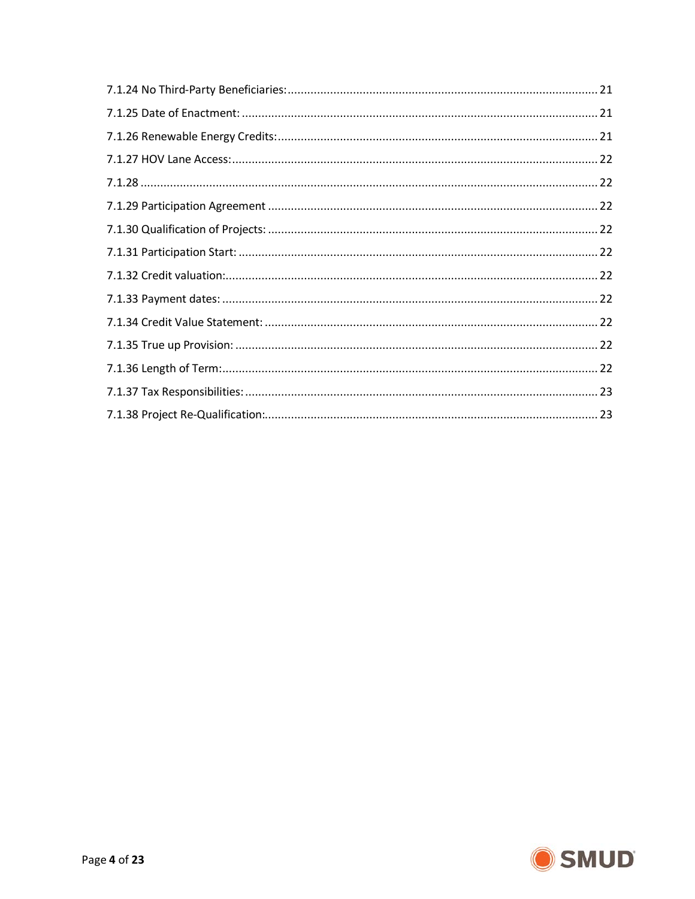7.1.24 No Third-Party Beneficiaries: ..... 21
7.1.25 Date of Enactment: ..... 21
7.1.26 Renewable Energy Credits: ..... 21
7.1.27 HOV Lane Access: ..... 22
7.1.28 ..... 22
7.1.29 Participation Agreement ..... 22
7.1.30 Qualification of Projects: ..... 22
7.1.31 Participation Start: ..... 22
7.1.32 Credit valuation: ..... 22
7.1.33 Payment dates: ..... 22
7.1.34 Credit Value Statement: ..... 22
7.1.35 True up Provision: ..... 22
7.1.36 Length of Term: ..... 22
7.1.37 Tax Responsibilities: ..... 23
7.1.38 Project Re-Qualification: ..... 23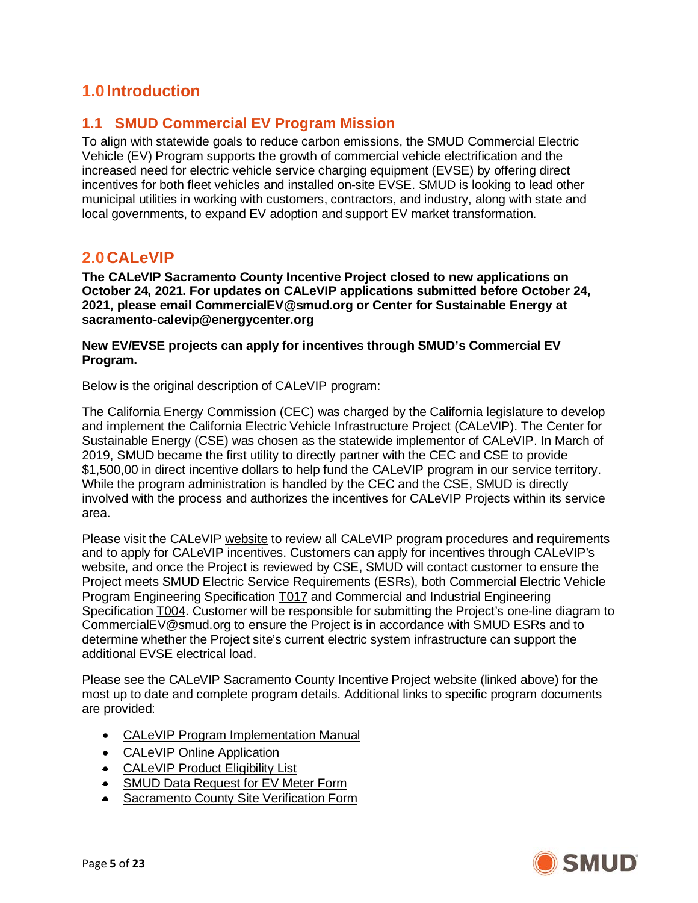# 1.0 Introduction

## 1.1 SMUD Commercial EV Program Mission

To align with statewide goals to reduce carbon emissions, the SMUD Commercial Electric Vehicle (EV) Program supports the growth of commercial vehicle electrification and the increased need for electric vehicle service charging equipment (EVSE) by offering direct incentives for both fleet vehicles and installed on-site EVSE. SMUD is looking to lead other municipal utilities in working with customers, contractors, and industry, along with state and local governments, to expand EV adoption and support EV market transformation.

# 2.0 CALeVIP

**The CALeVIP Sacramento County Incentive Project closed to new applications on October 24, 2021. For updates on CALeVIP applications submitted before October 24, 2021, please email CommercialEV@smud.org or Center for Sustainable Energy at sacramento-calevip@energycenter.org**

**New EV/EVSE projects can apply for incentives through SMUD's Commercial EV Program.**

Below is the original description of CALeVIP program:

The California Energy Commission (CEC) was charged by the California legislature to develop and implement the California Electric Vehicle Infrastructure Project (CALeVIP). The Center for Sustainable Energy (CSE) was chosen as the statewide implementor of CALeVIP. In March of 2019, SMUD became the first utility to directly partner with the CEC and CSE to provide $1,500,00 in direct incentive dollars to help fund the CALeVIP program in our service territory. While the program administration is handled by the CEC and the CSE, SMUD is directly involved with the process and authorizes the incentives for CALeVIP Projects within its service area.

Please visit the CALeVIP website to review all CALeVIP program procedures and requirements and to apply for CALeVIP incentives. Customers can apply for incentives through CALeVIP's website, and once the Project is reviewed by CSE, SMUD will contact customer to ensure the Project meets SMUD Electric Service Requirements (ESRs), both Commercial Electric Vehicle Program Engineering Specification T017 and Commercial and Industrial Engineering Specification T004. Customer will be responsible for submitting the Project's one-line diagram to CommercialEV@smud.org to ensure the Project is in accordance with SMUD ESRs and to determine whether the Project site's current electric system infrastructure can support the additional EVSE electrical load.

Please see the CALeVIP Sacramento County Incentive Project website (linked above) for the most up to date and complete program details. Additional links to specific program documents are provided:

- CALeVIP Program Implementation Manual
- CALeVIP Online Application
- CALeVIP Product Eligibility List
- SMUD Data Request for EV Meter Form
- Sacramento County Site Verification Form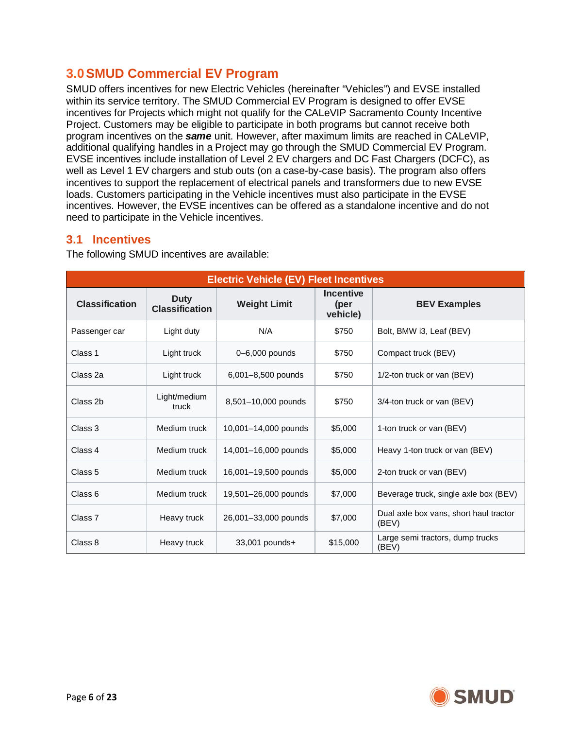## 3.0 SMUD Commercial EV Program

SMUD offers incentives for new Electric Vehicles (hereinafter "Vehicles") and EVSE installed within its service territory. The SMUD Commercial EV Program is designed to offer EVSE incentives for Projects which might not qualify for the CALeVIP Sacramento County Incentive Project. Customers may be eligible to participate in both programs but cannot receive both program incentives on the ***same*** unit. However, after maximum limits are reached in CALeVIP, additional qualifying handles in a Project may go through the SMUD Commercial EV Program. EVSE incentives include installation of Level 2 EV chargers and DC Fast Chargers (DCFC), as well as Level 1 EV chargers and stub outs (on a case-by-case basis). The program also offers incentives to support the replacement of electrical panels and transformers due to new EVSE loads. Customers participating in the Vehicle incentives must also participate in the EVSE incentives. However, the EVSE incentives can be offered as a standalone incentive and do not need to participate in the Vehicle incentives.

### 3.1 Incentives

The following SMUD incentives are available:

| Electric Vehicle (EV) Fleet Incentives | | | | |
|---|---|---|---|---|
| **Classification** | **Duty Classification** | **Weight Limit** | **Incentive (per vehicle)** | **BEV Examples** |
| Passenger car | Light duty | N/A | $750 | Bolt, BMW i3, Leaf (BEV) |
| Class 1 | Light truck | 0–6,000 pounds | $750 | Compact truck (BEV) |
| Class 2a | Light truck | 6,001–8,500 pounds | $750 | 1/2-ton truck or van (BEV) |
| Class 2b | Light/medium truck | 8,501–10,000 pounds | $750 | 3/4-ton truck or van (BEV) |
| Class 3 | Medium truck | 10,001–14,000 pounds | $5,000 | 1-ton truck or van (BEV) |
| Class 4 | Medium truck | 14,001–16,000 pounds | $5,000 | Heavy 1-ton truck or van (BEV) |
| Class 5 | Medium truck | 16,001–19,500 pounds | $5,000 | 2-ton truck or van (BEV) |
| Class 6 | Medium truck | 19,501–26,000 pounds | $7,000 | Beverage truck, single axle box (BEV) |
| Class 7 | Heavy truck | 26,001–33,000 pounds | $7,000 | Dual axle box vans, short haul tractor (BEV) |
| Class 8 | Heavy truck | 33,001 pounds+ | $15,000 | Large semi tractors, dump trucks (BEV) |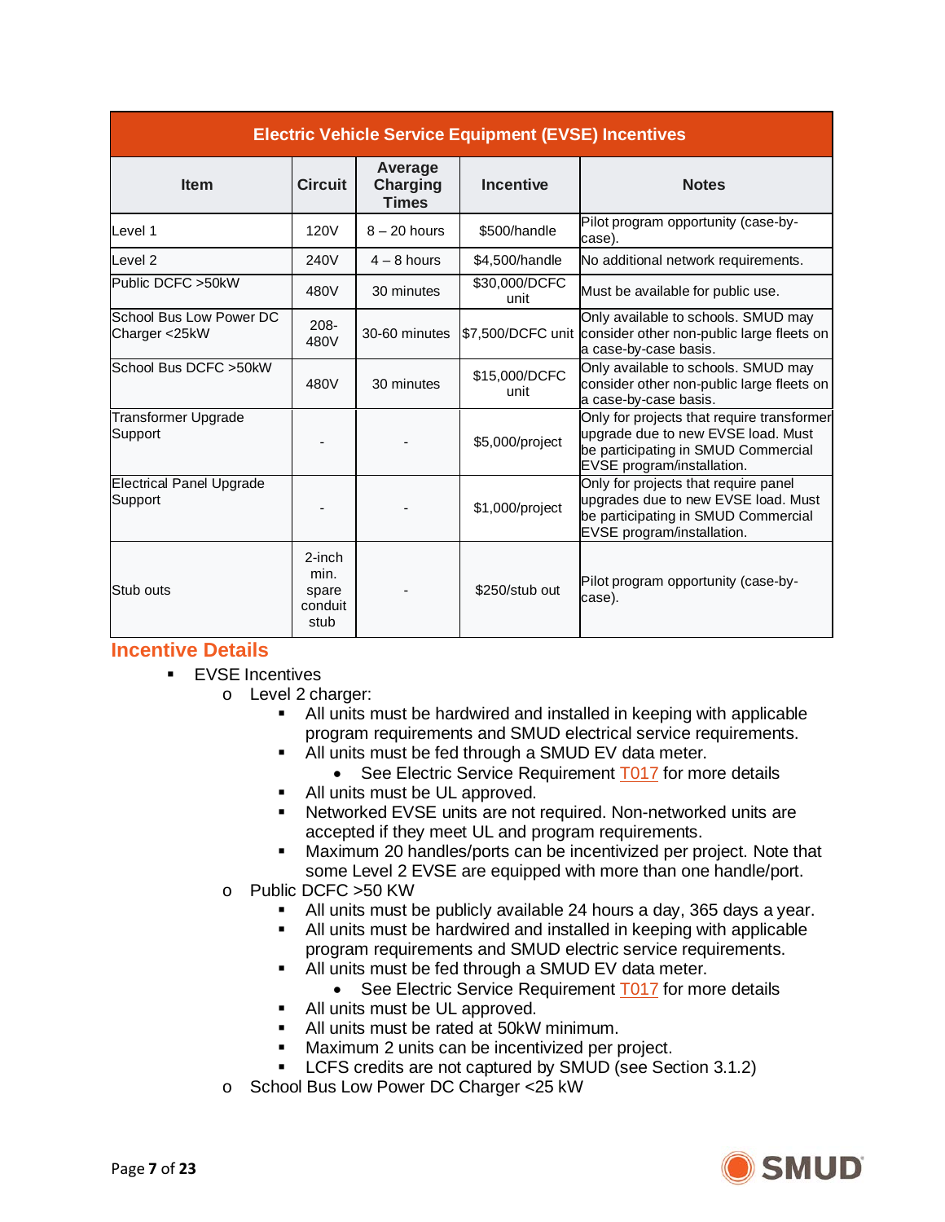| Electric Vehicle Service Equipment (EVSE) Incentives | | | | |
|---|---|---|---|---|
| **Item** | **Circuit** | **Average Charging Times** | **Incentive** | **Notes** |
| Level 1 | 120V | 8 – 20 hours | $500/handle | Pilot program opportunity (case-by-case). |
| Level 2 | 240V | 4 – 8 hours | $4,500/handle | No additional network requirements. |
| Public DCFC >50kW | 480V | 30 minutes | $30,000/DCFC unit | Must be available for public use. |
| School Bus Low Power DC Charger <25kW | 208-480V | 30-60 minutes | $7,500/DCFC unit | Only available to schools. SMUD may consider other non-public large fleets on a case-by-case basis. |
| School Bus DCFC >50kW | 480V | 30 minutes | $15,000/DCFC unit | Only available to schools. SMUD may consider other non-public large fleets on a case-by-case basis. |
| Transformer Upgrade Support | - | - | $5,000/project | Only for projects that require transformer upgrade due to new EVSE load. Must be participating in SMUD Commercial EVSE program/installation. |
| Electrical Panel Upgrade Support | - | - | $1,000/project | Only for projects that require panel upgrades due to new EVSE load. Must be participating in SMUD Commercial EVSE program/installation. |
| Stub outs | 2-inch min. spare conduit stub | - | $250/stub out | Pilot program opportunity (case-by-case). |

## Incentive Details

- EVSE Incentives
  - Level 2 charger:
    - All units must be hardwired and installed in keeping with applicable program requirements and SMUD electrical service requirements.
    - All units must be fed through a SMUD EV data meter.
      - See Electric Service Requirement T017 for more details
    - All units must be UL approved.
    - Networked EVSE units are not required. Non-networked units are accepted if they meet UL and program requirements.
    - Maximum 20 handles/ports can be incentivized per project. Note that some Level 2 EVSE are equipped with more than one handle/port.
  - Public DCFC >50 KW
    - All units must be publicly available 24 hours a day, 365 days a year.
    - All units must be hardwired and installed in keeping with applicable program requirements and SMUD electric service requirements.
    - All units must be fed through a SMUD EV data meter.
      - See Electric Service Requirement T017 for more details
    - All units must be UL approved.
    - All units must be rated at 50kW minimum.
    - Maximum 2 units can be incentivized per project.
    - LCFS credits are not captured by SMUD (see Section 3.1.2)
  - School Bus Low Power DC Charger <25 kW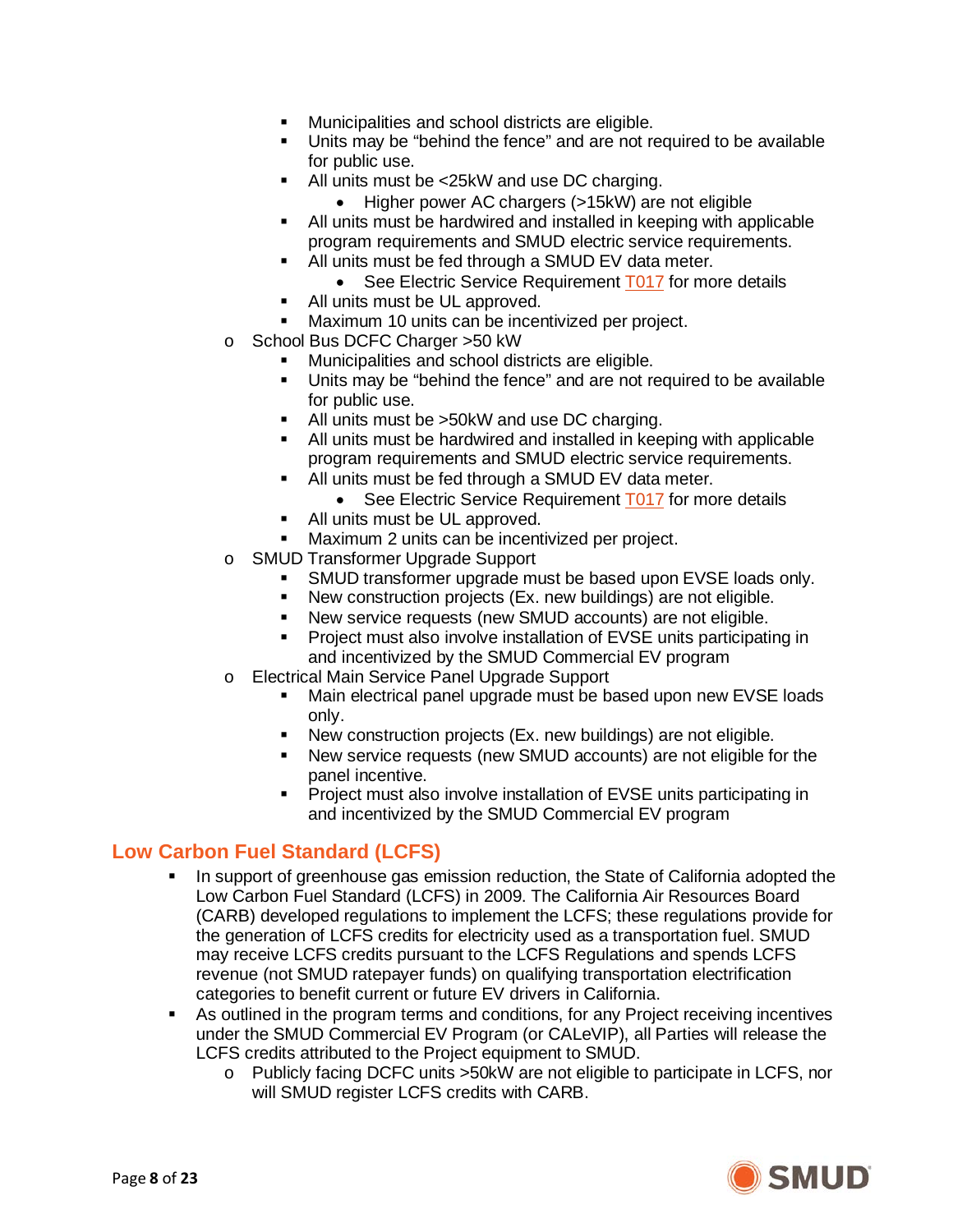- Municipalities and school districts are eligible.
        - Units may be "behind the fence" and are not required to be available for public use.
        - All units must be <25kW and use DC charging.
            - Higher power AC chargers (>15kW) are not eligible
        - All units must be hardwired and installed in keeping with applicable program requirements and SMUD electric service requirements.
        - All units must be fed through a SMUD EV data meter.
            - See Electric Service Requirement T017 for more details
        - All units must be UL approved.
        - Maximum 10 units can be incentivized per project.
    - School Bus DCFC Charger >50 kW
        - Municipalities and school districts are eligible.
        - Units may be "behind the fence" and are not required to be available for public use.
        - All units must be >50kW and use DC charging.
        - All units must be hardwired and installed in keeping with applicable program requirements and SMUD electric service requirements.
        - All units must be fed through a SMUD EV data meter.
            - See Electric Service Requirement T017 for more details
        - All units must be UL approved.
        - Maximum 2 units can be incentivized per project.
    - SMUD Transformer Upgrade Support
        - SMUD transformer upgrade must be based upon EVSE loads only.
        - New construction projects (Ex. new buildings) are not eligible.
        - New service requests (new SMUD accounts) are not eligible.
        - Project must also involve installation of EVSE units participating in and incentivized by the SMUD Commercial EV program
    - Electrical Main Service Panel Upgrade Support
        - Main electrical panel upgrade must be based upon new EVSE loads only.
        - New construction projects (Ex. new buildings) are not eligible.
        - New service requests (new SMUD accounts) are not eligible for the panel incentive.
        - Project must also involve installation of EVSE units participating in and incentivized by the SMUD Commercial EV program

## Low Carbon Fuel Standard (LCFS)

- In support of greenhouse gas emission reduction, the State of California adopted the Low Carbon Fuel Standard (LCFS) in 2009. The California Air Resources Board (CARB) developed regulations to implement the LCFS; these regulations provide for the generation of LCFS credits for electricity used as a transportation fuel. SMUD may receive LCFS credits pursuant to the LCFS Regulations and spends LCFS revenue (not SMUD ratepayer funds) on qualifying transportation electrification categories to benefit current or future EV drivers in California.
- As outlined in the program terms and conditions, for any Project receiving incentives under the SMUD Commercial EV Program (or CALeVIP), all Parties will release the LCFS credits attributed to the Project equipment to SMUD.
    - Publicly facing DCFC units >50kW are not eligible to participate in LCFS, nor will SMUD register LCFS credits with CARB.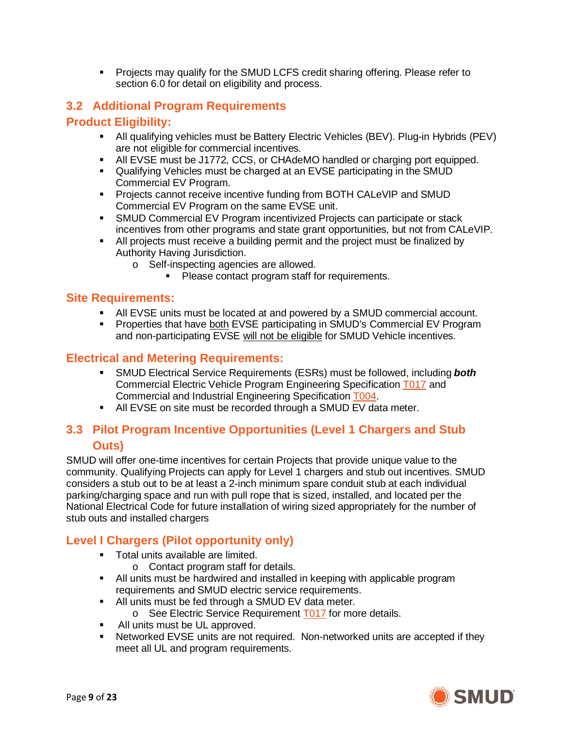- Projects may qualify for the SMUD LCFS credit sharing offering. Please refer to section 6.0 for detail on eligibility and process.

## 3.2 Additional Program Requirements

### Product Eligibility:

- All qualifying vehicles must be Battery Electric Vehicles (BEV). Plug-in Hybrids (PEV) are not eligible for commercial incentives.
- All EVSE must be J1772, CCS, or CHAdeMO handled or charging port equipped.
- Qualifying Vehicles must be charged at an EVSE participating in the SMUD Commercial EV Program.
- Projects cannot receive incentive funding from BOTH CALeVIP and SMUD Commercial EV Program on the same EVSE unit.
- SMUD Commercial EV Program incentivized Projects can participate or stack incentives from other programs and state grant opportunities, but not from CALeVIP.
- All projects must receive a building permit and the project must be finalized by Authority Having Jurisdiction.
  - Self-inspecting agencies are allowed.
    - Please contact program staff for requirements.

### Site Requirements:

- All EVSE units must be located at and powered by a SMUD commercial account.
- Properties that have both EVSE participating in SMUD's Commercial EV Program and non-participating EVSE will not be eligible for SMUD Vehicle incentives.

### Electrical and Metering Requirements:

- SMUD Electrical Service Requirements (ESRs) must be followed, including ***both*** Commercial Electric Vehicle Program Engineering Specification T017 and Commercial and Industrial Engineering Specification T004.
- All EVSE on site must be recorded through a SMUD EV data meter.

## 3.3 Pilot Program Incentive Opportunities (Level 1 Chargers and Stub Outs)

SMUD will offer one-time incentives for certain Projects that provide unique value to the community. Qualifying Projects can apply for Level 1 chargers and stub out incentives. SMUD considers a stub out to be at least a 2-inch minimum spare conduit stub at each individual parking/charging space and run with pull rope that is sized, installed, and located per the National Electrical Code for future installation of wiring sized appropriately for the number of stub outs and installed chargers

### Level I Chargers (Pilot opportunity only)

- Total units available are limited.
  - Contact program staff for details.
- All units must be hardwired and installed in keeping with applicable program requirements and SMUD electric service requirements.
- All units must be fed through a SMUD EV data meter.
  - See Electric Service Requirement T017 for more details.
- All units must be UL approved.
- Networked EVSE units are not required. Non-networked units are accepted if they meet all UL and program requirements.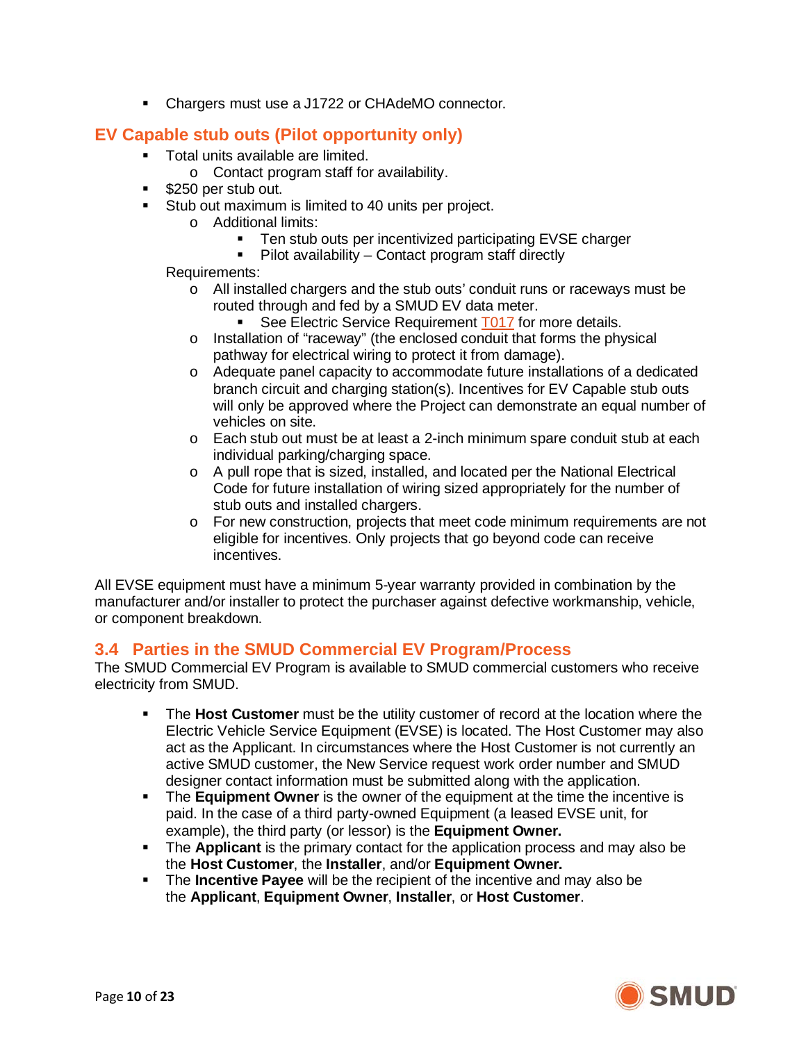- Chargers must use a J1722 or CHAdeMO connector.

### EV Capable stub outs (Pilot opportunity only)

- Total units available are limited.
  - Contact program staff for availability.
- $250 per stub out.
- Stub out maximum is limited to 40 units per project.
  - Additional limits:
    - Ten stub outs per incentivized participating EVSE charger
    - Pilot availability – Contact program staff directly

  Requirements:
  - All installed chargers and the stub outs' conduit runs or raceways must be routed through and fed by a SMUD EV data meter.
    - See Electric Service Requirement T017 for more details.
  - Installation of "raceway" (the enclosed conduit that forms the physical pathway for electrical wiring to protect it from damage).
  - Adequate panel capacity to accommodate future installations of a dedicated branch circuit and charging station(s). Incentives for EV Capable stub outs will only be approved where the Project can demonstrate an equal number of vehicles on site.
  - Each stub out must be at least a 2-inch minimum spare conduit stub at each individual parking/charging space.
  - A pull rope that is sized, installed, and located per the National Electrical Code for future installation of wiring sized appropriately for the number of stub outs and installed chargers.
  - For new construction, projects that meet code minimum requirements are not eligible for incentives. Only projects that go beyond code can receive incentives.

All EVSE equipment must have a minimum 5-year warranty provided in combination by the manufacturer and/or installer to protect the purchaser against defective workmanship, vehicle, or component breakdown.

## 3.4 Parties in the SMUD Commercial EV Program/Process

The SMUD Commercial EV Program is available to SMUD commercial customers who receive electricity from SMUD.

- The **Host Customer** must be the utility customer of record at the location where the Electric Vehicle Service Equipment (EVSE) is located. The Host Customer may also act as the Applicant. In circumstances where the Host Customer is not currently an active SMUD customer, the New Service request work order number and SMUD designer contact information must be submitted along with the application.
- The **Equipment Owner** is the owner of the equipment at the time the incentive is paid. In the case of a third party-owned Equipment (a leased EVSE unit, for example), the third party (or lessor) is the **Equipment Owner.**
- The **Applicant** is the primary contact for the application process and may also be the **Host Customer**, the **Installer**, and/or **Equipment Owner.**
- The **Incentive Payee** will be the recipient of the incentive and may also be the **Applicant**, **Equipment Owner**, **Installer**, or **Host Customer**.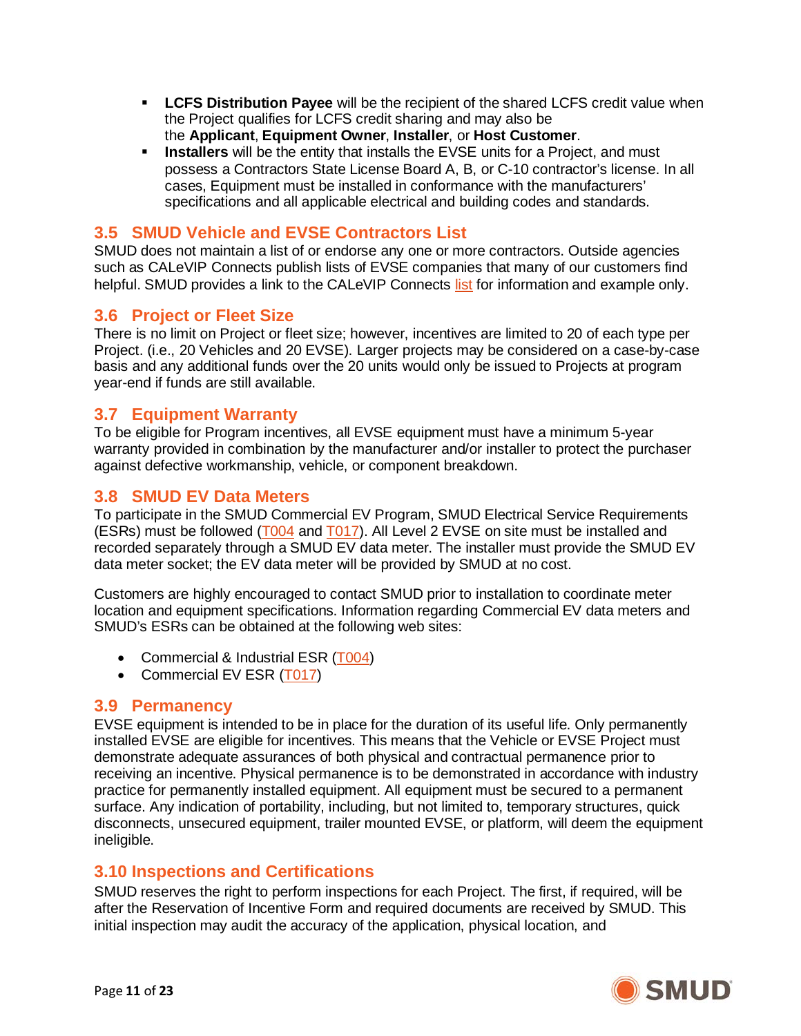- **LCFS Distribution Payee** will be the recipient of the shared LCFS credit value when the Project qualifies for LCFS credit sharing and may also be the **Applicant**, **Equipment Owner**, **Installer**, or **Host Customer**.
- **Installers** will be the entity that installs the EVSE units for a Project, and must possess a Contractors State License Board A, B, or C-10 contractor's license. In all cases, Equipment must be installed in conformance with the manufacturers' specifications and all applicable electrical and building codes and standards.

## 3.5 SMUD Vehicle and EVSE Contractors List

SMUD does not maintain a list of or endorse any one or more contractors. Outside agencies such as CALeVIP Connects publish lists of EVSE companies that many of our customers find helpful. SMUD provides a link to the CALeVIP Connects list for information and example only.

## 3.6 Project or Fleet Size

There is no limit on Project or fleet size; however, incentives are limited to 20 of each type per Project. (i.e., 20 Vehicles and 20 EVSE). Larger projects may be considered on a case-by-case basis and any additional funds over the 20 units would only be issued to Projects at program year-end if funds are still available.

## 3.7 Equipment Warranty

To be eligible for Program incentives, all EVSE equipment must have a minimum 5-year warranty provided in combination by the manufacturer and/or installer to protect the purchaser against defective workmanship, vehicle, or component breakdown.

## 3.8 SMUD EV Data Meters

To participate in the SMUD Commercial EV Program, SMUD Electrical Service Requirements (ESRs) must be followed (T004 and T017). All Level 2 EVSE on site must be installed and recorded separately through a SMUD EV data meter. The installer must provide the SMUD EV data meter socket; the EV data meter will be provided by SMUD at no cost.

Customers are highly encouraged to contact SMUD prior to installation to coordinate meter location and equipment specifications. Information regarding Commercial EV data meters and SMUD's ESRs can be obtained at the following web sites:

- Commercial & Industrial ESR (T004)
- Commercial EV ESR (T017)

## 3.9 Permanency

EVSE equipment is intended to be in place for the duration of its useful life. Only permanently installed EVSE are eligible for incentives. This means that the Vehicle or EVSE Project must demonstrate adequate assurances of both physical and contractual permanence prior to receiving an incentive. Physical permanence is to be demonstrated in accordance with industry practice for permanently installed equipment. All equipment must be secured to a permanent surface. Any indication of portability, including, but not limited to, temporary structures, quick disconnects, unsecured equipment, trailer mounted EVSE, or platform, will deem the equipment ineligible.

## 3.10 Inspections and Certifications

SMUD reserves the right to perform inspections for each Project. The first, if required, will be after the Reservation of Incentive Form and required documents are received by SMUD. This initial inspection may audit the accuracy of the application, physical location, and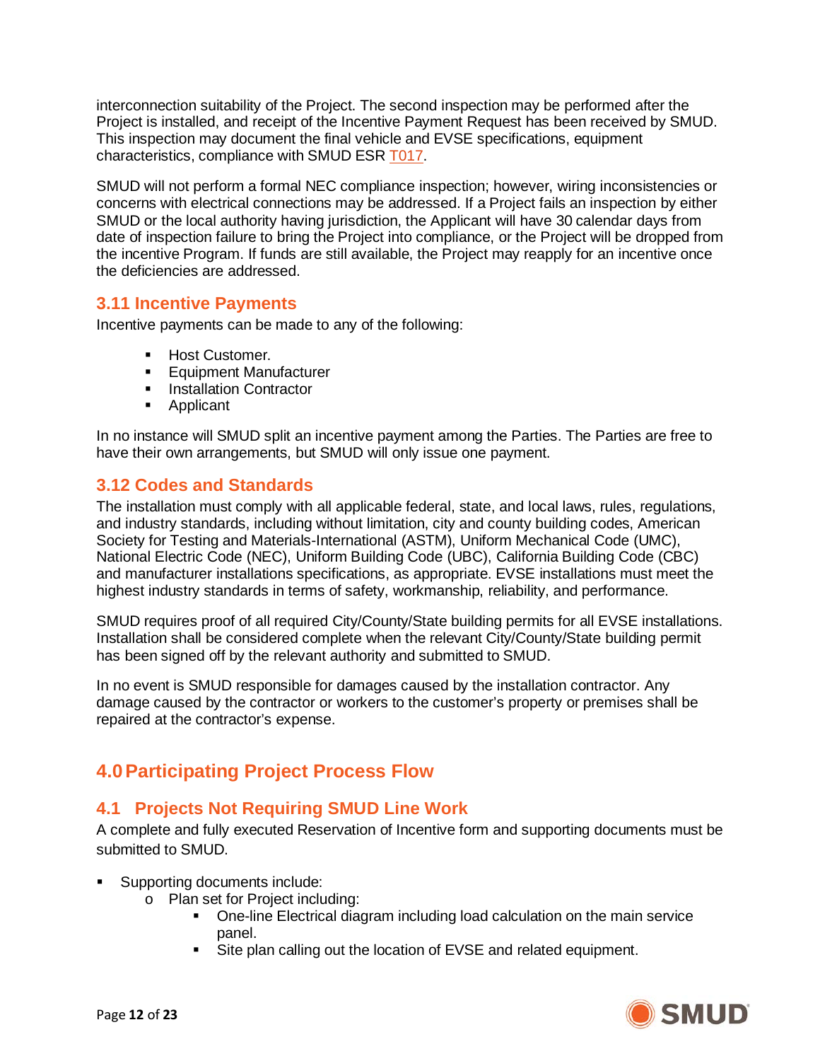interconnection suitability of the Project. The second inspection may be performed after the Project is installed, and receipt of the Incentive Payment Request has been received by SMUD. This inspection may document the final vehicle and EVSE specifications, equipment characteristics, compliance with SMUD ESR T017.

SMUD will not perform a formal NEC compliance inspection; however, wiring inconsistencies or concerns with electrical connections may be addressed. If a Project fails an inspection by either SMUD or the local authority having jurisdiction, the Applicant will have 30 calendar days from date of inspection failure to bring the Project into compliance, or the Project will be dropped from the incentive Program. If funds are still available, the Project may reapply for an incentive once the deficiencies are addressed.

### 3.11 Incentive Payments

Incentive payments can be made to any of the following:

- Host Customer.
- Equipment Manufacturer
- Installation Contractor
- Applicant

In no instance will SMUD split an incentive payment among the Parties. The Parties are free to have their own arrangements, but SMUD will only issue one payment.

### 3.12 Codes and Standards

The installation must comply with all applicable federal, state, and local laws, rules, regulations, and industry standards, including without limitation, city and county building codes, American Society for Testing and Materials-International (ASTM), Uniform Mechanical Code (UMC), National Electric Code (NEC), Uniform Building Code (UBC), California Building Code (CBC) and manufacturer installations specifications, as appropriate. EVSE installations must meet the highest industry standards in terms of safety, workmanship, reliability, and performance.

SMUD requires proof of all required City/County/State building permits for all EVSE installations. Installation shall be considered complete when the relevant City/County/State building permit has been signed off by the relevant authority and submitted to SMUD.

In no event is SMUD responsible for damages caused by the installation contractor. Any damage caused by the contractor or workers to the customer's property or premises shall be repaired at the contractor's expense.

## 4.0 Participating Project Process Flow

### 4.1 Projects Not Requiring SMUD Line Work

A complete and fully executed Reservation of Incentive form and supporting documents must be submitted to SMUD.

- Supporting documents include:
  - Plan set for Project including:
    - One-line Electrical diagram including load calculation on the main service panel.
    - Site plan calling out the location of EVSE and related equipment.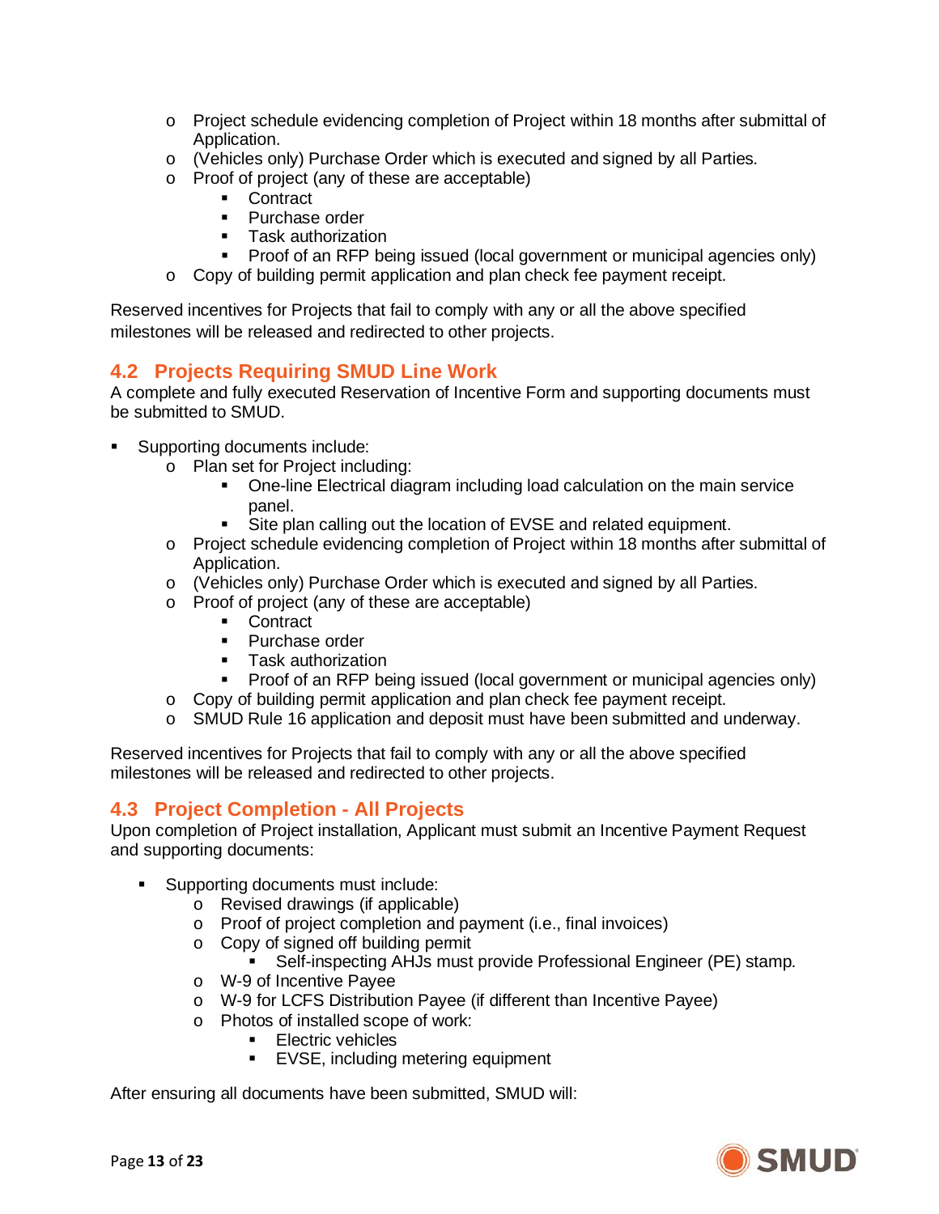- Project schedule evidencing completion of Project within 18 months after submittal of Application.
- (Vehicles only) Purchase Order which is executed and signed by all Parties.
- Proof of project (any of these are acceptable)
  - Contract
  - Purchase order
  - Task authorization
  - Proof of an RFP being issued (local government or municipal agencies only)
- Copy of building permit application and plan check fee payment receipt.

Reserved incentives for Projects that fail to comply with any or all the above specified milestones will be released and redirected to other projects.

## 4.2 Projects Requiring SMUD Line Work

A complete and fully executed Reservation of Incentive Form and supporting documents must be submitted to SMUD.

- Supporting documents include:
  - Plan set for Project including:
    - One-line Electrical diagram including load calculation on the main service panel.
    - Site plan calling out the location of EVSE and related equipment.
  - Project schedule evidencing completion of Project within 18 months after submittal of Application.
  - (Vehicles only) Purchase Order which is executed and signed by all Parties.
  - Proof of project (any of these are acceptable)
    - Contract
    - Purchase order
    - Task authorization
    - Proof of an RFP being issued (local government or municipal agencies only)
  - Copy of building permit application and plan check fee payment receipt.
  - SMUD Rule 16 application and deposit must have been submitted and underway.

Reserved incentives for Projects that fail to comply with any or all the above specified milestones will be released and redirected to other projects.

## 4.3 Project Completion - All Projects

Upon completion of Project installation, Applicant must submit an Incentive Payment Request and supporting documents:

- Supporting documents must include:
  - Revised drawings (if applicable)
  - Proof of project completion and payment (i.e., final invoices)
  - Copy of signed off building permit
    - Self-inspecting AHJs must provide Professional Engineer (PE) stamp.
  - W-9 of Incentive Payee
  - W-9 for LCFS Distribution Payee (if different than Incentive Payee)
  - Photos of installed scope of work:
    - Electric vehicles
    - EVSE, including metering equipment

After ensuring all documents have been submitted, SMUD will: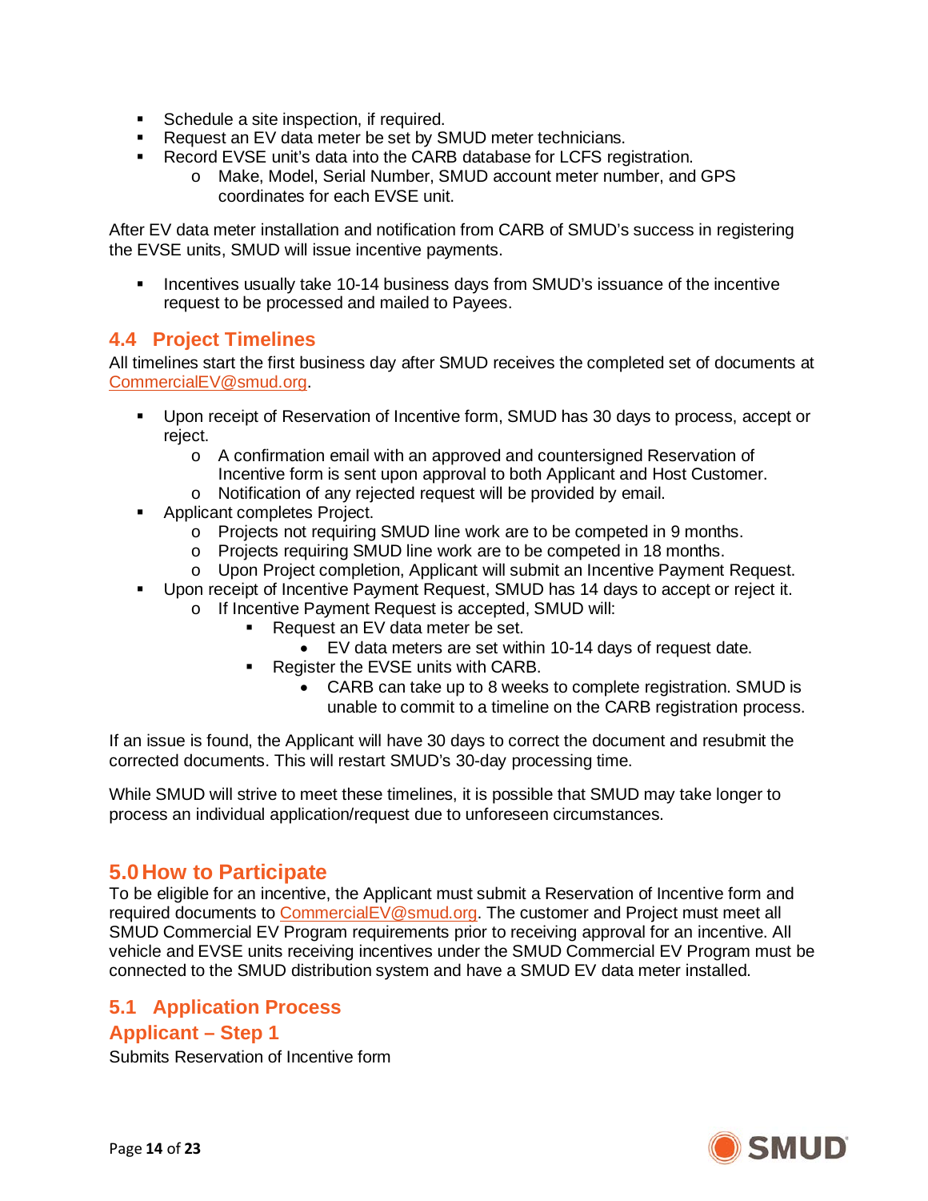- Schedule a site inspection, if required.
- Request an EV data meter be set by SMUD meter technicians.
- Record EVSE unit's data into the CARB database for LCFS registration.
    - Make, Model, Serial Number, SMUD account meter number, and GPS coordinates for each EVSE unit.

After EV data meter installation and notification from CARB of SMUD's success in registering the EVSE units, SMUD will issue incentive payments.

- Incentives usually take 10-14 business days from SMUD's issuance of the incentive request to be processed and mailed to Payees.

## 4.4 Project Timelines

All timelines start the first business day after SMUD receives the completed set of documents at CommercialEV@smud.org.

- Upon receipt of Reservation of Incentive form, SMUD has 30 days to process, accept or reject.
    - A confirmation email with an approved and countersigned Reservation of Incentive form is sent upon approval to both Applicant and Host Customer.
    - Notification of any rejected request will be provided by email.
- Applicant completes Project.
    - Projects not requiring SMUD line work are to be competed in 9 months.
    - Projects requiring SMUD line work are to be competed in 18 months.
    - Upon Project completion, Applicant will submit an Incentive Payment Request.
- Upon receipt of Incentive Payment Request, SMUD has 14 days to accept or reject it.
    - If Incentive Payment Request is accepted, SMUD will:
        - Request an EV data meter be set.
            - EV data meters are set within 10-14 days of request date.
        - Register the EVSE units with CARB.
            - CARB can take up to 8 weeks to complete registration. SMUD is unable to commit to a timeline on the CARB registration process.

If an issue is found, the Applicant will have 30 days to correct the document and resubmit the corrected documents. This will restart SMUD's 30-day processing time.

While SMUD will strive to meet these timelines, it is possible that SMUD may take longer to process an individual application/request due to unforeseen circumstances.

# 5.0 How to Participate

To be eligible for an incentive, the Applicant must submit a Reservation of Incentive form and required documents to CommercialEV@smud.org. The customer and Project must meet all SMUD Commercial EV Program requirements prior to receiving approval for an incentive. All vehicle and EVSE units receiving incentives under the SMUD Commercial EV Program must be connected to the SMUD distribution system and have a SMUD EV data meter installed.

## 5.1 Application Process

### Applicant – Step 1

Submits Reservation of Incentive form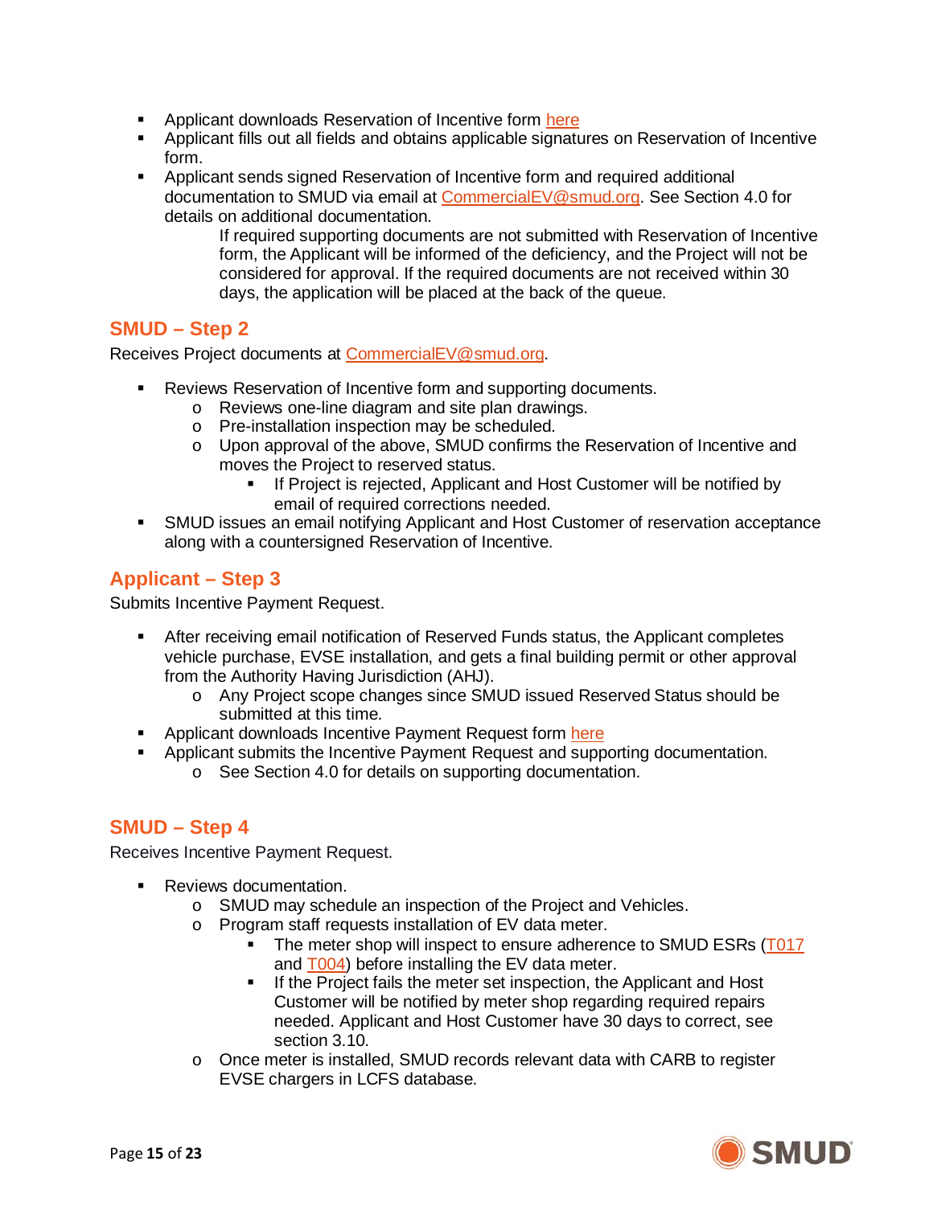- Applicant downloads Reservation of Incentive form here
- Applicant fills out all fields and obtains applicable signatures on Reservation of Incentive form.
- Applicant sends signed Reservation of Incentive form and required additional documentation to SMUD via email at CommercialEV@smud.org. See Section 4.0 for details on additional documentation.

  If required supporting documents are not submitted with Reservation of Incentive form, the Applicant will be informed of the deficiency, and the Project will not be considered for approval. If the required documents are not received within 30 days, the application will be placed at the back of the queue.

## SMUD – Step 2

Receives Project documents at CommercialEV@smud.org.

- Reviews Reservation of Incentive form and supporting documents.
  - Reviews one-line diagram and site plan drawings.
  - Pre-installation inspection may be scheduled.
  - Upon approval of the above, SMUD confirms the Reservation of Incentive and moves the Project to reserved status.
    - If Project is rejected, Applicant and Host Customer will be notified by email of required corrections needed.
- SMUD issues an email notifying Applicant and Host Customer of reservation acceptance along with a countersigned Reservation of Incentive.

## Applicant – Step 3

Submits Incentive Payment Request.

- After receiving email notification of Reserved Funds status, the Applicant completes vehicle purchase, EVSE installation, and gets a final building permit or other approval from the Authority Having Jurisdiction (AHJ).
  - Any Project scope changes since SMUD issued Reserved Status should be submitted at this time.
- Applicant downloads Incentive Payment Request form here
- Applicant submits the Incentive Payment Request and supporting documentation.
  - See Section 4.0 for details on supporting documentation.

## SMUD – Step 4

Receives Incentive Payment Request.

- Reviews documentation.
  - SMUD may schedule an inspection of the Project and Vehicles.
  - Program staff requests installation of EV data meter.
    - The meter shop will inspect to ensure adherence to SMUD ESRs (T017 and T004) before installing the EV data meter.
    - If the Project fails the meter set inspection, the Applicant and Host Customer will be notified by meter shop regarding required repairs needed. Applicant and Host Customer have 30 days to correct, see section 3.10.
  - Once meter is installed, SMUD records relevant data with CARB to register EVSE chargers in LCFS database.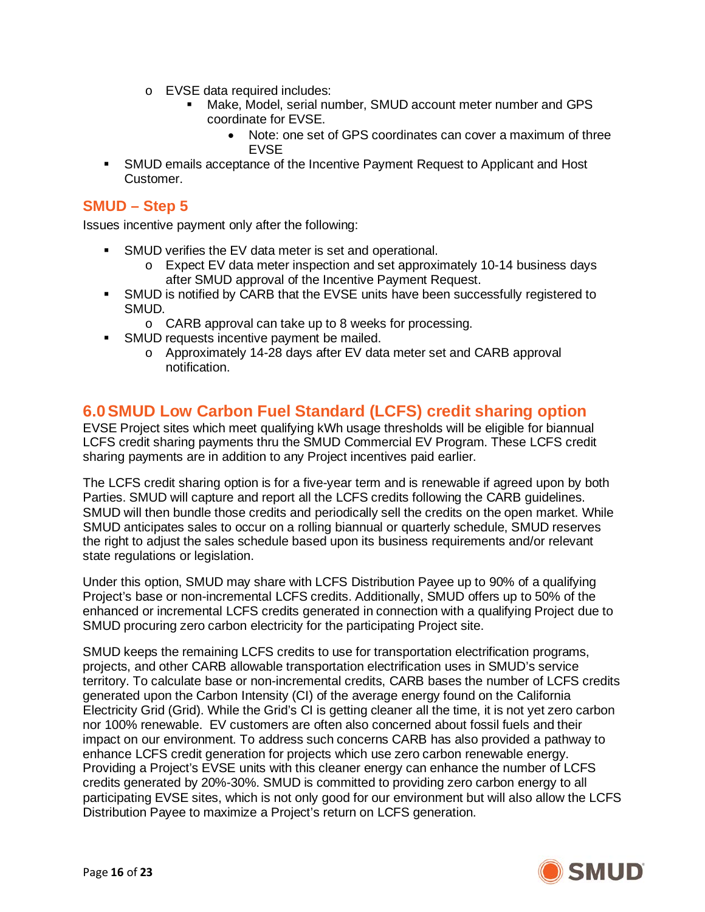- EVSE data required includes:
    - Make, Model, serial number, SMUD account meter number and GPS coordinate for EVSE.
      - Note: one set of GPS coordinates can cover a maximum of three EVSE
- SMUD emails acceptance of the Incentive Payment Request to Applicant and Host Customer.

### SMUD – Step 5

Issues incentive payment only after the following:

- SMUD verifies the EV data meter is set and operational.
  - Expect EV data meter inspection and set approximately 10-14 business days after SMUD approval of the Incentive Payment Request.
- SMUD is notified by CARB that the EVSE units have been successfully registered to SMUD.
  - CARB approval can take up to 8 weeks for processing.
- SMUD requests incentive payment be mailed.
  - Approximately 14-28 days after EV data meter set and CARB approval notification.

## 6.0 SMUD Low Carbon Fuel Standard (LCFS) credit sharing option

EVSE Project sites which meet qualifying kWh usage thresholds will be eligible for biannual LCFS credit sharing payments thru the SMUD Commercial EV Program. These LCFS credit sharing payments are in addition to any Project incentives paid earlier.

The LCFS credit sharing option is for a five-year term and is renewable if agreed upon by both Parties. SMUD will capture and report all the LCFS credits following the CARB guidelines. SMUD will then bundle those credits and periodically sell the credits on the open market. While SMUD anticipates sales to occur on a rolling biannual or quarterly schedule, SMUD reserves the right to adjust the sales schedule based upon its business requirements and/or relevant state regulations or legislation.

Under this option, SMUD may share with LCFS Distribution Payee up to 90% of a qualifying Project's base or non-incremental LCFS credits. Additionally, SMUD offers up to 50% of the enhanced or incremental LCFS credits generated in connection with a qualifying Project due to SMUD procuring zero carbon electricity for the participating Project site.

SMUD keeps the remaining LCFS credits to use for transportation electrification programs, projects, and other CARB allowable transportation electrification uses in SMUD's service territory. To calculate base or non-incremental credits, CARB bases the number of LCFS credits generated upon the Carbon Intensity (CI) of the average energy found on the California Electricity Grid (Grid). While the Grid's CI is getting cleaner all the time, it is not yet zero carbon nor 100% renewable. EV customers are often also concerned about fossil fuels and their impact on our environment. To address such concerns CARB has also provided a pathway to enhance LCFS credit generation for projects which use zero carbon renewable energy. Providing a Project's EVSE units with this cleaner energy can enhance the number of LCFS credits generated by 20%-30%. SMUD is committed to providing zero carbon energy to all participating EVSE sites, which is not only good for our environment but will also allow the LCFS Distribution Payee to maximize a Project's return on LCFS generation.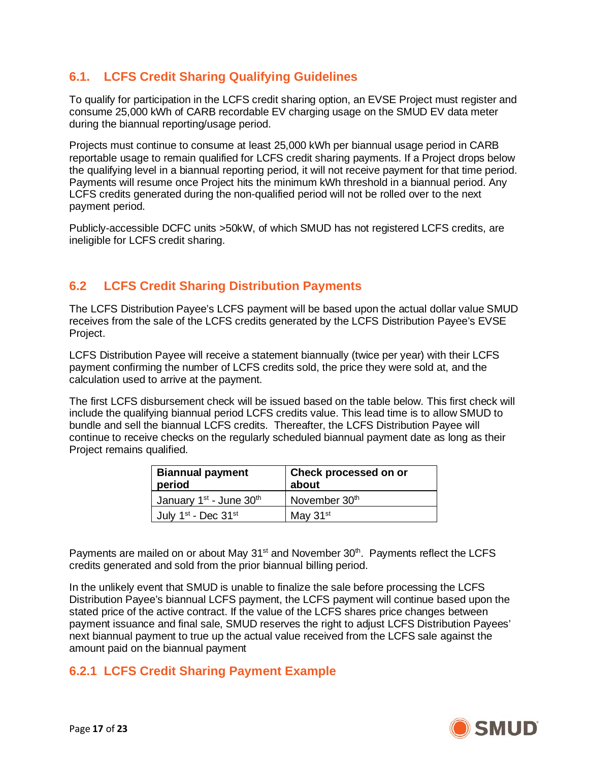## 6.1. LCFS Credit Sharing Qualifying Guidelines

To qualify for participation in the LCFS credit sharing option, an EVSE Project must register and consume 25,000 kWh of CARB recordable EV charging usage on the SMUD EV data meter during the biannual reporting/usage period.

Projects must continue to consume at least 25,000 kWh per biannual usage period in CARB reportable usage to remain qualified for LCFS credit sharing payments. If a Project drops below the qualifying level in a biannual reporting period, it will not receive payment for that time period. Payments will resume once Project hits the minimum kWh threshold in a biannual period. Any LCFS credits generated during the non-qualified period will not be rolled over to the next payment period.

Publicly-accessible DCFC units >50kW, of which SMUD has not registered LCFS credits, are ineligible for LCFS credit sharing.

## 6.2 LCFS Credit Sharing Distribution Payments

The LCFS Distribution Payee's LCFS payment will be based upon the actual dollar value SMUD receives from the sale of the LCFS credits generated by the LCFS Distribution Payee's EVSE Project.

LCFS Distribution Payee will receive a statement biannually (twice per year) with their LCFS payment confirming the number of LCFS credits sold, the price they were sold at, and the calculation used to arrive at the payment.

The first LCFS disbursement check will be issued based on the table below. This first check will include the qualifying biannual period LCFS credits value. This lead time is to allow SMUD to bundle and sell the biannual LCFS credits. Thereafter, the LCFS Distribution Payee will continue to receive checks on the regularly scheduled biannual payment date as long as their Project remains qualified.

| Biannual payment period | Check processed on or about |
|---|---|
| January 1st - June 30th | November 30th |
| July 1st - Dec 31st | May 31st |

Payments are mailed on or about May 31st and November 30th. Payments reflect the LCFS credits generated and sold from the prior biannual billing period.

In the unlikely event that SMUD is unable to finalize the sale before processing the LCFS Distribution Payee's biannual LCFS payment, the LCFS payment will continue based upon the stated price of the active contract. If the value of the LCFS shares price changes between payment issuance and final sale, SMUD reserves the right to adjust LCFS Distribution Payees' next biannual payment to true up the actual value received from the LCFS sale against the amount paid on the biannual payment

### 6.2.1 LCFS Credit Sharing Payment Example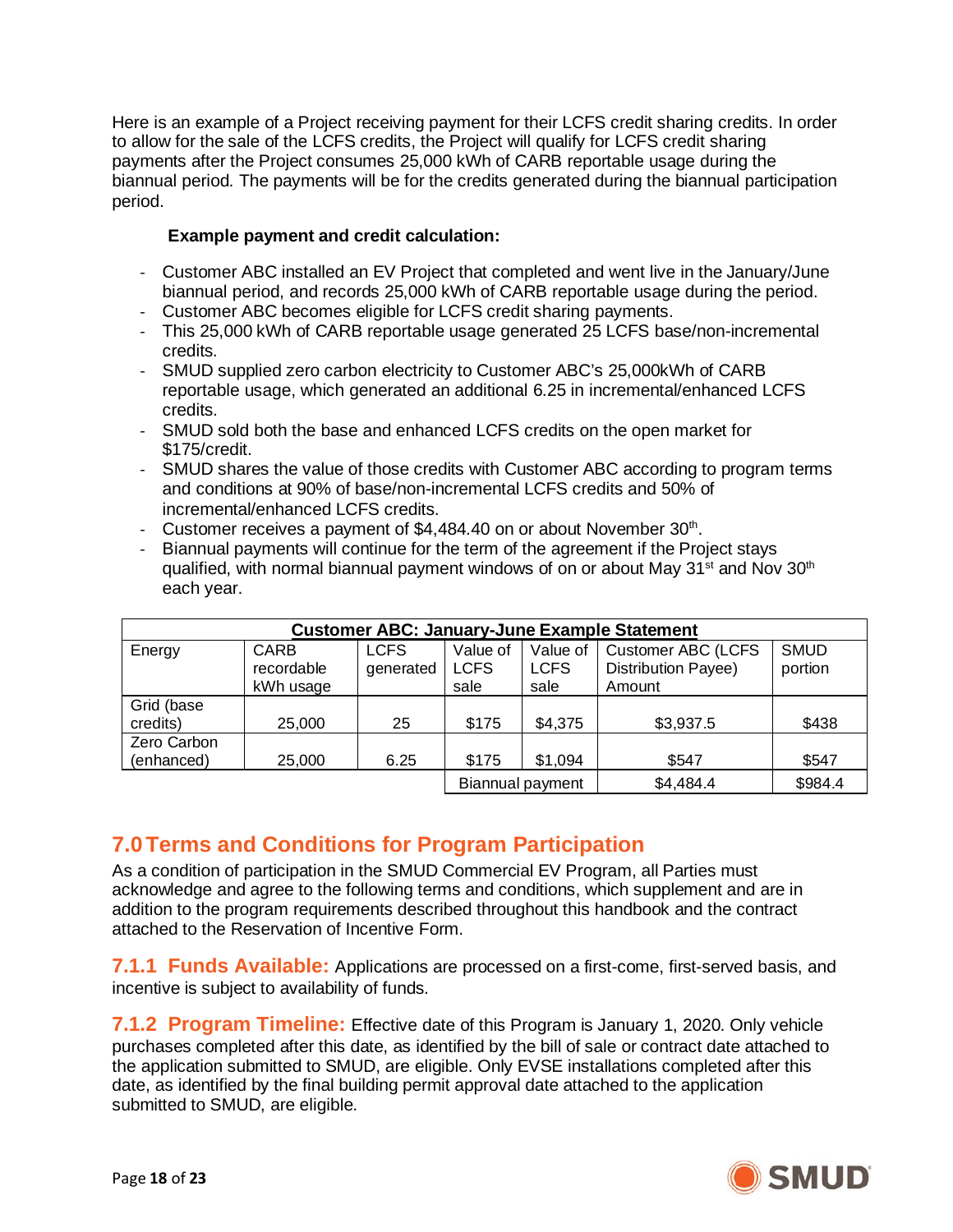Here is an example of a Project receiving payment for their LCFS credit sharing credits. In order to allow for the sale of the LCFS credits, the Project will qualify for LCFS credit sharing payments after the Project consumes 25,000 kWh of CARB reportable usage during the biannual period. The payments will be for the credits generated during the biannual participation period.

**Example payment and credit calculation:**

- Customer ABC installed an EV Project that completed and went live in the January/June biannual period, and records 25,000 kWh of CARB reportable usage during the period.
- Customer ABC becomes eligible for LCFS credit sharing payments.
- This 25,000 kWh of CARB reportable usage generated 25 LCFS base/non-incremental credits.
- SMUD supplied zero carbon electricity to Customer ABC's 25,000kWh of CARB reportable usage, which generated an additional 6.25 in incremental/enhanced LCFS credits.
- SMUD sold both the base and enhanced LCFS credits on the open market for $175/credit.
- SMUD shares the value of those credits with Customer ABC according to program terms and conditions at 90% of base/non-incremental LCFS credits and 50% of incremental/enhanced LCFS credits.
- Customer receives a payment of $4,484.40 on or about November 30th.
- Biannual payments will continue for the term of the agreement if the Project stays qualified, with normal biannual payment windows of on or about May 31st and Nov 30th each year.

**Customer ABC: January-June Example Statement**

| Energy | CARB recordable kWh usage | LCFS generated | Value of LCFS sale | Value of LCFS sale | Customer ABC (LCFS Distribution Payee) Amount | SMUD portion |
|---|---|---|---|---|---|---|
| Grid (base credits) | 25,000 | 25 | $175 | $4,375 | $3,937.5 | $438 |
| Zero Carbon (enhanced) | 25,000 | 6.25 | $175 | $1,094 | $547 | $547 |
| | | | Biannual payment | | $4,484.4 | $984.4 |

## 7.0 Terms and Conditions for Program Participation

As a condition of participation in the SMUD Commercial EV Program, all Parties must acknowledge and agree to the following terms and conditions, which supplement and are in addition to the program requirements described throughout this handbook and the contract attached to the Reservation of Incentive Form.

**7.1.1 Funds Available:** Applications are processed on a first-come, first-served basis, and incentive is subject to availability of funds.

**7.1.2 Program Timeline:** Effective date of this Program is January 1, 2020. Only vehicle purchases completed after this date, as identified by the bill of sale or contract date attached to the application submitted to SMUD, are eligible. Only EVSE installations completed after this date, as identified by the final building permit approval date attached to the application submitted to SMUD, are eligible.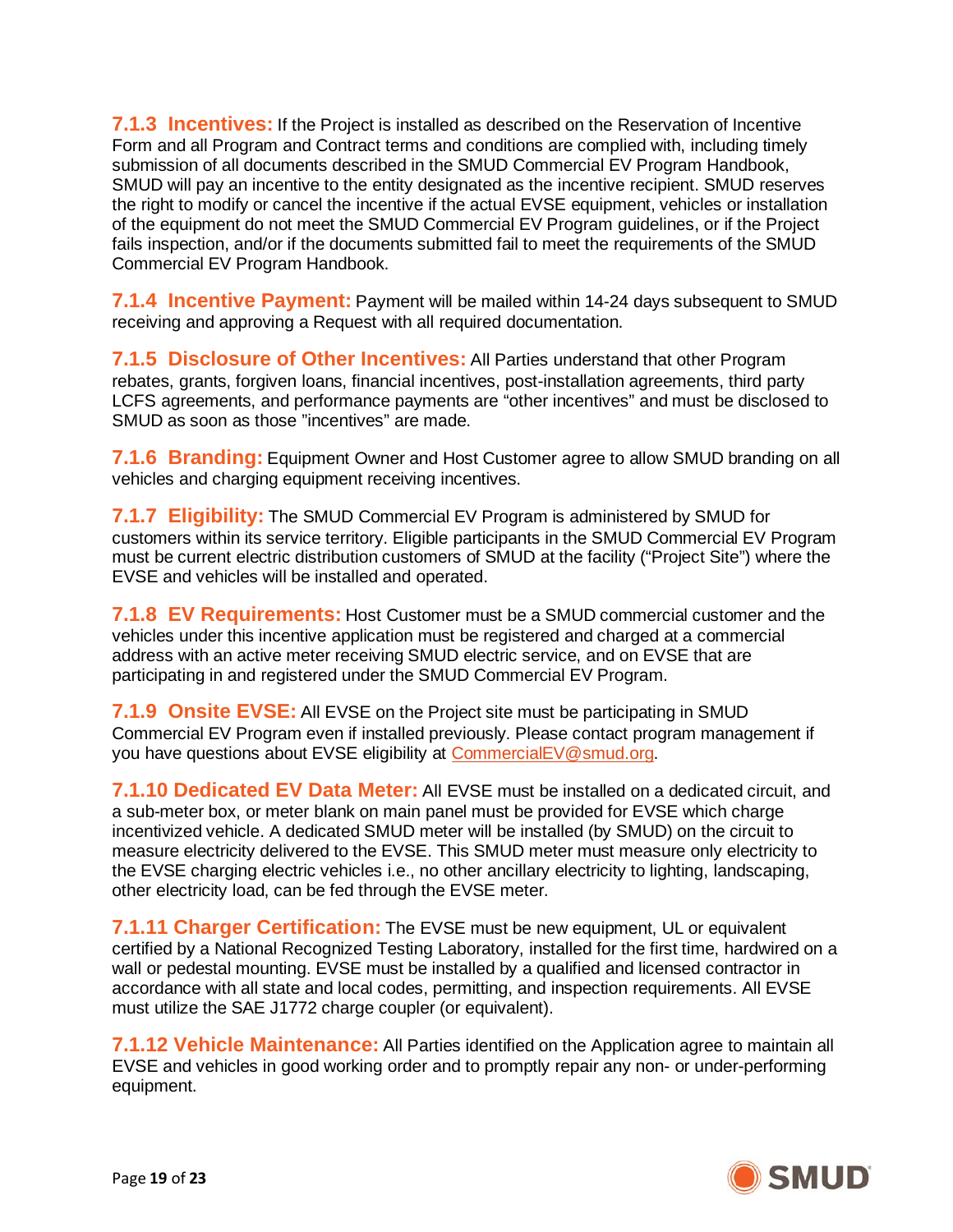**7.1.3 Incentives:** If the Project is installed as described on the Reservation of Incentive Form and all Program and Contract terms and conditions are complied with, including timely submission of all documents described in the SMUD Commercial EV Program Handbook, SMUD will pay an incentive to the entity designated as the incentive recipient. SMUD reserves the right to modify or cancel the incentive if the actual EVSE equipment, vehicles or installation of the equipment do not meet the SMUD Commercial EV Program guidelines, or if the Project fails inspection, and/or if the documents submitted fail to meet the requirements of the SMUD Commercial EV Program Handbook.

**7.1.4 Incentive Payment:** Payment will be mailed within 14-24 days subsequent to SMUD receiving and approving a Request with all required documentation.

**7.1.5 Disclosure of Other Incentives:** All Parties understand that other Program rebates, grants, forgiven loans, financial incentives, post-installation agreements, third party LCFS agreements, and performance payments are "other incentives" and must be disclosed to SMUD as soon as those "incentives" are made.

**7.1.6 Branding:** Equipment Owner and Host Customer agree to allow SMUD branding on all vehicles and charging equipment receiving incentives.

**7.1.7 Eligibility:** The SMUD Commercial EV Program is administered by SMUD for customers within its service territory. Eligible participants in the SMUD Commercial EV Program must be current electric distribution customers of SMUD at the facility ("Project Site") where the EVSE and vehicles will be installed and operated.

**7.1.8 EV Requirements:** Host Customer must be a SMUD commercial customer and the vehicles under this incentive application must be registered and charged at a commercial address with an active meter receiving SMUD electric service, and on EVSE that are participating in and registered under the SMUD Commercial EV Program.

**7.1.9 Onsite EVSE:** All EVSE on the Project site must be participating in SMUD Commercial EV Program even if installed previously. Please contact program management if you have questions about EVSE eligibility at CommercialEV@smud.org.

**7.1.10 Dedicated EV Data Meter:** All EVSE must be installed on a dedicated circuit, and a sub-meter box, or meter blank on main panel must be provided for EVSE which charge incentivized vehicle. A dedicated SMUD meter will be installed (by SMUD) on the circuit to measure electricity delivered to the EVSE. This SMUD meter must measure only electricity to the EVSE charging electric vehicles i.e., no other ancillary electricity to lighting, landscaping, other electricity load, can be fed through the EVSE meter.

**7.1.11 Charger Certification:** The EVSE must be new equipment, UL or equivalent certified by a National Recognized Testing Laboratory, installed for the first time, hardwired on a wall or pedestal mounting. EVSE must be installed by a qualified and licensed contractor in accordance with all state and local codes, permitting, and inspection requirements. All EVSE must utilize the SAE J1772 charge coupler (or equivalent).

**7.1.12 Vehicle Maintenance:** All Parties identified on the Application agree to maintain all EVSE and vehicles in good working order and to promptly repair any non- or under-performing equipment.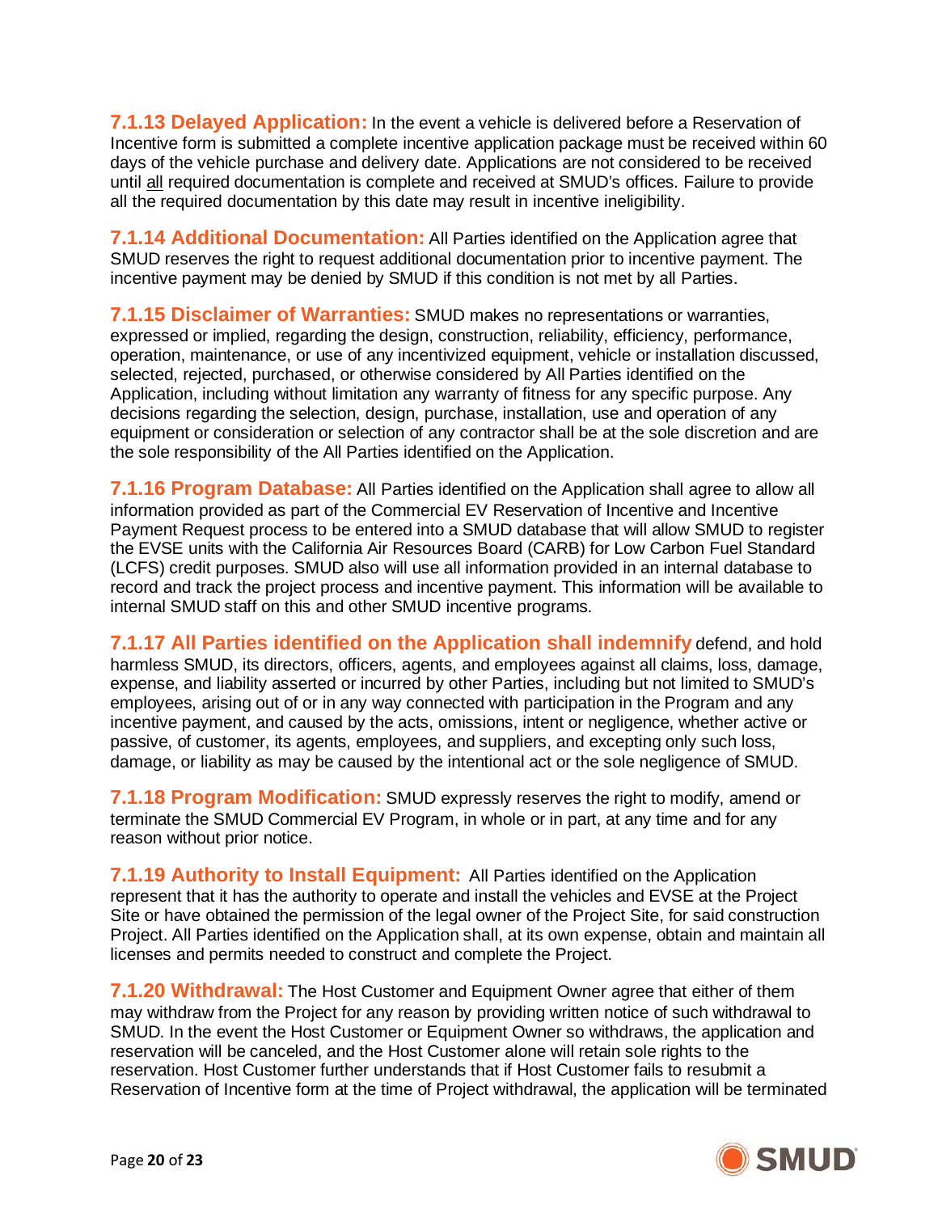**7.1.13 Delayed Application:** In the event a vehicle is delivered before a Reservation of Incentive form is submitted a complete incentive application package must be received within 60 days of the vehicle purchase and delivery date. Applications are not considered to be received until all required documentation is complete and received at SMUD's offices. Failure to provide all the required documentation by this date may result in incentive ineligibility.

**7.1.14 Additional Documentation:** All Parties identified on the Application agree that SMUD reserves the right to request additional documentation prior to incentive payment. The incentive payment may be denied by SMUD if this condition is not met by all Parties.

**7.1.15 Disclaimer of Warranties:** SMUD makes no representations or warranties, expressed or implied, regarding the design, construction, reliability, efficiency, performance, operation, maintenance, or use of any incentivized equipment, vehicle or installation discussed, selected, rejected, purchased, or otherwise considered by All Parties identified on the Application, including without limitation any warranty of fitness for any specific purpose. Any decisions regarding the selection, design, purchase, installation, use and operation of any equipment or consideration or selection of any contractor shall be at the sole discretion and are the sole responsibility of the All Parties identified on the Application.

**7.1.16 Program Database:** All Parties identified on the Application shall agree to allow all information provided as part of the Commercial EV Reservation of Incentive and Incentive Payment Request process to be entered into a SMUD database that will allow SMUD to register the EVSE units with the California Air Resources Board (CARB) for Low Carbon Fuel Standard (LCFS) credit purposes. SMUD also will use all information provided in an internal database to record and track the project process and incentive payment. This information will be available to internal SMUD staff on this and other SMUD incentive programs.

**7.1.17 All Parties identified on the Application shall indemnify** defend, and hold harmless SMUD, its directors, officers, agents, and employees against all claims, loss, damage, expense, and liability asserted or incurred by other Parties, including but not limited to SMUD's employees, arising out of or in any way connected with participation in the Program and any incentive payment, and caused by the acts, omissions, intent or negligence, whether active or passive, of customer, its agents, employees, and suppliers, and excepting only such loss, damage, or liability as may be caused by the intentional act or the sole negligence of SMUD.

**7.1.18 Program Modification:** SMUD expressly reserves the right to modify, amend or terminate the SMUD Commercial EV Program, in whole or in part, at any time and for any reason without prior notice.

**7.1.19 Authority to Install Equipment:** All Parties identified on the Application represent that it has the authority to operate and install the vehicles and EVSE at the Project Site or have obtained the permission of the legal owner of the Project Site, for said construction Project. All Parties identified on the Application shall, at its own expense, obtain and maintain all licenses and permits needed to construct and complete the Project.

**7.1.20 Withdrawal:** The Host Customer and Equipment Owner agree that either of them may withdraw from the Project for any reason by providing written notice of such withdrawal to SMUD. In the event the Host Customer or Equipment Owner so withdraws, the application and reservation will be canceled, and the Host Customer alone will retain sole rights to the reservation. Host Customer further understands that if Host Customer fails to resubmit a Reservation of Incentive form at the time of Project withdrawal, the application will be terminated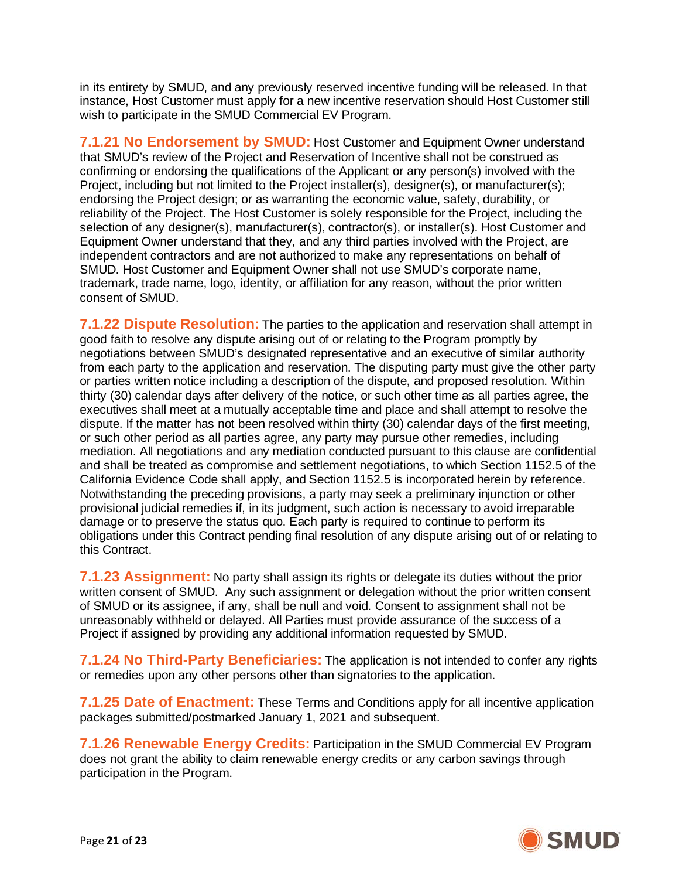in its entirety by SMUD, and any previously reserved incentive funding will be released. In that instance, Host Customer must apply for a new incentive reservation should Host Customer still wish to participate in the SMUD Commercial EV Program.

**7.1.21 No Endorsement by SMUD:** Host Customer and Equipment Owner understand that SMUD's review of the Project and Reservation of Incentive shall not be construed as confirming or endorsing the qualifications of the Applicant or any person(s) involved with the Project, including but not limited to the Project installer(s), designer(s), or manufacturer(s); endorsing the Project design; or as warranting the economic value, safety, durability, or reliability of the Project. The Host Customer is solely responsible for the Project, including the selection of any designer(s), manufacturer(s), contractor(s), or installer(s). Host Customer and Equipment Owner understand that they, and any third parties involved with the Project, are independent contractors and are not authorized to make any representations on behalf of SMUD. Host Customer and Equipment Owner shall not use SMUD's corporate name, trademark, trade name, logo, identity, or affiliation for any reason, without the prior written consent of SMUD.

**7.1.22 Dispute Resolution:** The parties to the application and reservation shall attempt in good faith to resolve any dispute arising out of or relating to the Program promptly by negotiations between SMUD's designated representative and an executive of similar authority from each party to the application and reservation. The disputing party must give the other party or parties written notice including a description of the dispute, and proposed resolution. Within thirty (30) calendar days after delivery of the notice, or such other time as all parties agree, the executives shall meet at a mutually acceptable time and place and shall attempt to resolve the dispute. If the matter has not been resolved within thirty (30) calendar days of the first meeting, or such other period as all parties agree, any party may pursue other remedies, including mediation. All negotiations and any mediation conducted pursuant to this clause are confidential and shall be treated as compromise and settlement negotiations, to which Section 1152.5 of the California Evidence Code shall apply, and Section 1152.5 is incorporated herein by reference. Notwithstanding the preceding provisions, a party may seek a preliminary injunction or other provisional judicial remedies if, in its judgment, such action is necessary to avoid irreparable damage or to preserve the status quo. Each party is required to continue to perform its obligations under this Contract pending final resolution of any dispute arising out of or relating to this Contract.

**7.1.23 Assignment:** No party shall assign its rights or delegate its duties without the prior written consent of SMUD. Any such assignment or delegation without the prior written consent of SMUD or its assignee, if any, shall be null and void. Consent to assignment shall not be unreasonably withheld or delayed. All Parties must provide assurance of the success of a Project if assigned by providing any additional information requested by SMUD.

**7.1.24 No Third-Party Beneficiaries:** The application is not intended to confer any rights or remedies upon any other persons other than signatories to the application.

**7.1.25 Date of Enactment:** These Terms and Conditions apply for all incentive application packages submitted/postmarked January 1, 2021 and subsequent.

**7.1.26 Renewable Energy Credits:** Participation in the SMUD Commercial EV Program does not grant the ability to claim renewable energy credits or any carbon savings through participation in the Program.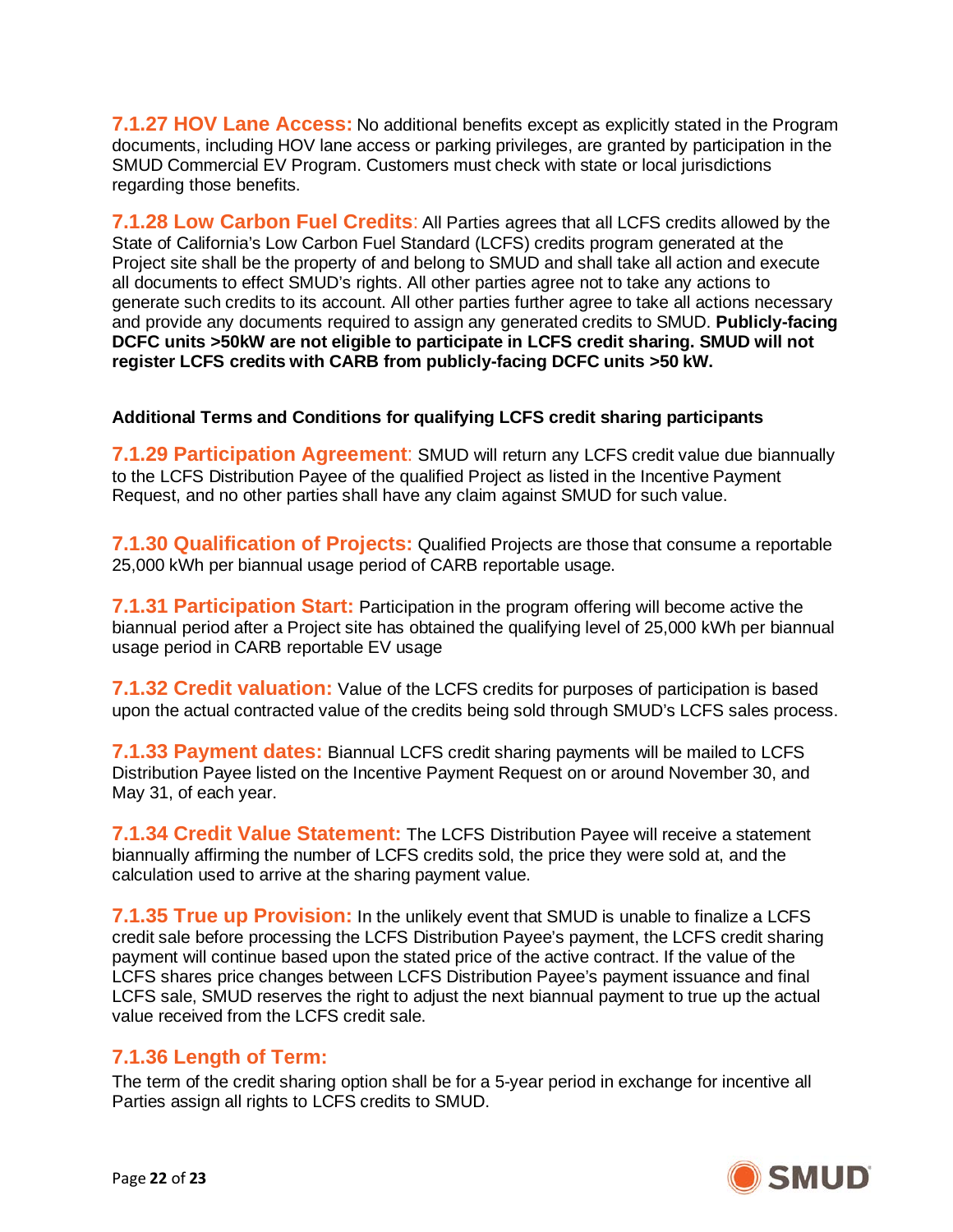**7.1.27 HOV Lane Access:** No additional benefits except as explicitly stated in the Program documents, including HOV lane access or parking privileges, are granted by participation in the SMUD Commercial EV Program. Customers must check with state or local jurisdictions regarding those benefits.

**7.1.28 Low Carbon Fuel Credits**: All Parties agrees that all LCFS credits allowed by the State of California's Low Carbon Fuel Standard (LCFS) credits program generated at the Project site shall be the property of and belong to SMUD and shall take all action and execute all documents to effect SMUD's rights. All other parties agree not to take any actions to generate such credits to its account. All other parties further agree to take all actions necessary and provide any documents required to assign any generated credits to SMUD. **Publicly-facing DCFC units >50kW are not eligible to participate in LCFS credit sharing. SMUD will not register LCFS credits with CARB from publicly-facing DCFC units >50 kW.**

**Additional Terms and Conditions for qualifying LCFS credit sharing participants**

**7.1.29 Participation Agreement**: SMUD will return any LCFS credit value due biannually to the LCFS Distribution Payee of the qualified Project as listed in the Incentive Payment Request, and no other parties shall have any claim against SMUD for such value.

**7.1.30 Qualification of Projects:** Qualified Projects are those that consume a reportable 25,000 kWh per biannual usage period of CARB reportable usage.

**7.1.31 Participation Start:** Participation in the program offering will become active the biannual period after a Project site has obtained the qualifying level of 25,000 kWh per biannual usage period in CARB reportable EV usage

**7.1.32 Credit valuation:** Value of the LCFS credits for purposes of participation is based upon the actual contracted value of the credits being sold through SMUD's LCFS sales process.

**7.1.33 Payment dates:** Biannual LCFS credit sharing payments will be mailed to LCFS Distribution Payee listed on the Incentive Payment Request on or around November 30, and May 31, of each year.

**7.1.34 Credit Value Statement:** The LCFS Distribution Payee will receive a statement biannually affirming the number of LCFS credits sold, the price they were sold at, and the calculation used to arrive at the sharing payment value.

**7.1.35 True up Provision:** In the unlikely event that SMUD is unable to finalize a LCFS credit sale before processing the LCFS Distribution Payee's payment, the LCFS credit sharing payment will continue based upon the stated price of the active contract. If the value of the LCFS shares price changes between LCFS Distribution Payee's payment issuance and final LCFS sale, SMUD reserves the right to adjust the next biannual payment to true up the actual value received from the LCFS credit sale.

**7.1.36 Length of Term:**

The term of the credit sharing option shall be for a 5-year period in exchange for incentive all Parties assign all rights to LCFS credits to SMUD.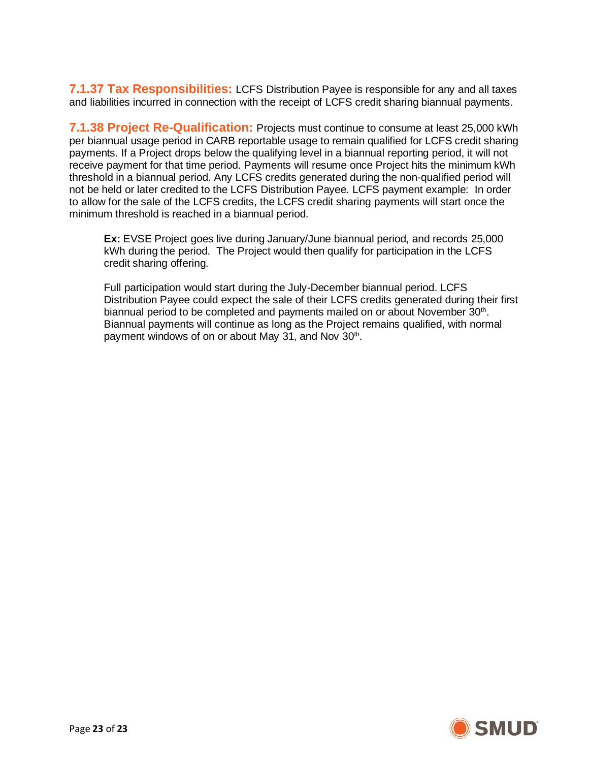**7.1.37 Tax Responsibilities:** LCFS Distribution Payee is responsible for any and all taxes and liabilities incurred in connection with the receipt of LCFS credit sharing biannual payments.

**7.1.38 Project Re-Qualification:** Projects must continue to consume at least 25,000 kWh per biannual usage period in CARB reportable usage to remain qualified for LCFS credit sharing payments. If a Project drops below the qualifying level in a biannual reporting period, it will not receive payment for that time period. Payments will resume once Project hits the minimum kWh threshold in a biannual period. Any LCFS credits generated during the non-qualified period will not be held or later credited to the LCFS Distribution Payee. LCFS payment example: In order to allow for the sale of the LCFS credits, the LCFS credit sharing payments will start once the minimum threshold is reached in a biannual period.

> **Ex:** EVSE Project goes live during January/June biannual period, and records 25,000 kWh during the period. The Project would then qualify for participation in the LCFS credit sharing offering.
>
> Full participation would start during the July-December biannual period. LCFS Distribution Payee could expect the sale of their LCFS credits generated during their first biannual period to be completed and payments mailed on or about November 30th. Biannual payments will continue as long as the Project remains qualified, with normal payment windows of on or about May 31, and Nov 30th.